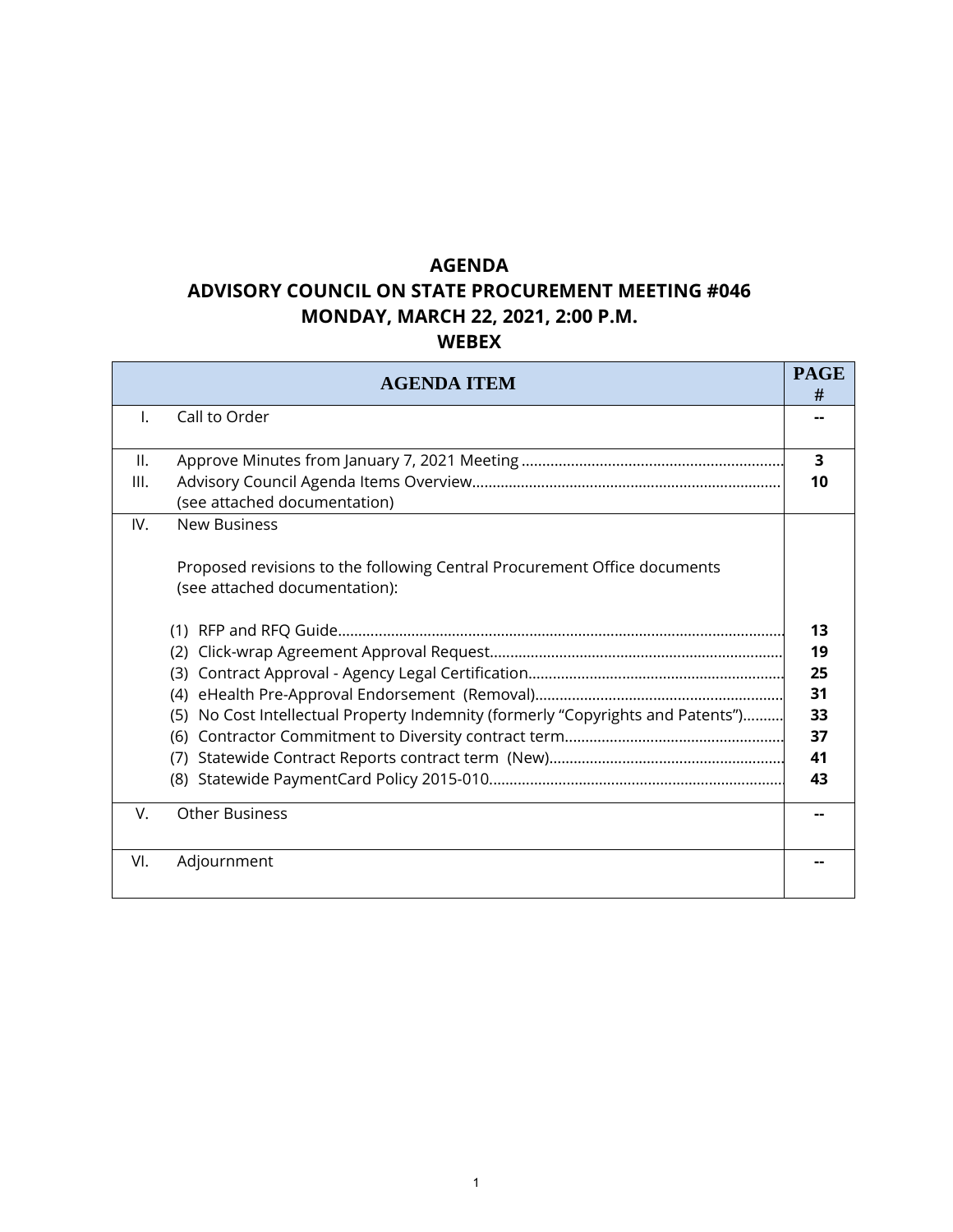# AGENDA
# ADVISORY COUNCIL ON STATE PROCUREMENT MEETING #046
# MONDAY, MARCH 22, 2021, 2:00 P.M.
# WEBEX

| | AGENDA ITEM | PAGE # |
|---|---|---|
| I. | Call to Order | -- |
| II.<br>III. | Approve Minutes from January 7, 2021 Meeting<br>Advisory Council Agenda Items Overview<br>(see attached documentation) | 3<br>10 |
| IV. | New Business<br><br>Proposed revisions to the following Central Procurement Office documents (see attached documentation):<br><br>(1) RFP and RFQ Guide<br>(2) Click-wrap Agreement Approval Request<br>(3) Contract Approval - Agency Legal Certification<br>(4) eHealth Pre-Approval Endorsement (Removal)<br>(5) No Cost Intellectual Property Indemnity (formerly "Copyrights and Patents")<br>(6) Contractor Commitment to Diversity contract term<br>(7) Statewide Contract Reports contract term (New)<br>(8) Statewide PaymentCard Policy 2015-010 | <br><br><br><br>13<br>19<br>25<br>31<br>33<br>37<br>41<br>43 |
| V. | Other Business | -- |
| VI. | Adjournment | -- |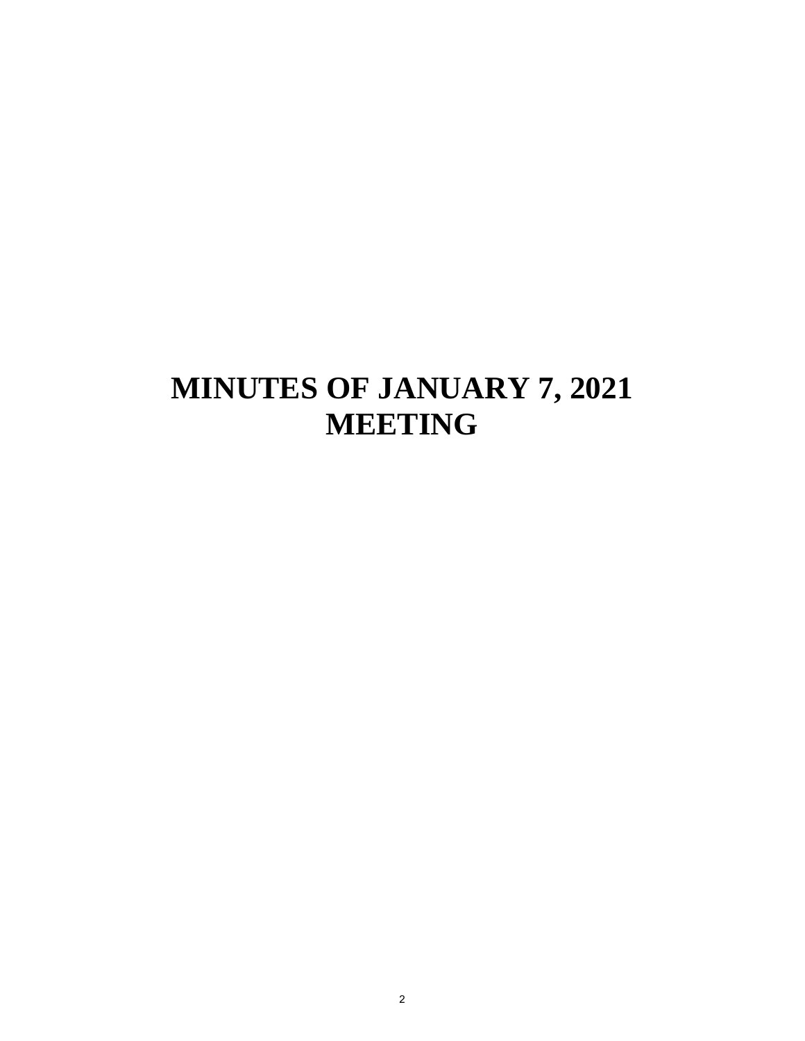# MINUTES OF JANUARY 7, 2021 MEETING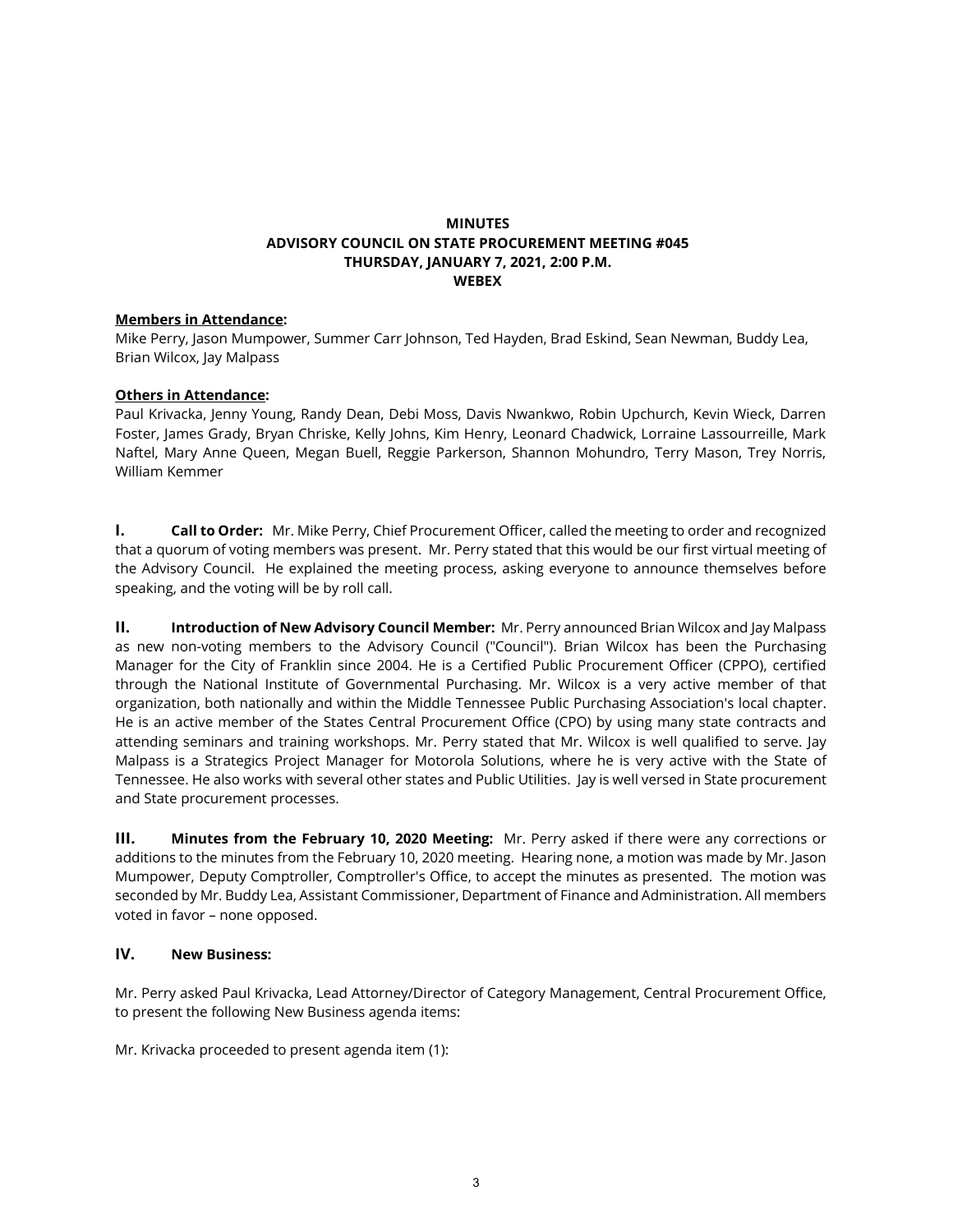# MINUTES
## ADVISORY COUNCIL ON STATE PROCUREMENT MEETING #045
## THURSDAY, JANUARY 7, 2021, 2:00 P.M.
## WEBEX

**Members in Attendance:**

Mike Perry, Jason Mumpower, Summer Carr Johnson, Ted Hayden, Brad Eskind, Sean Newman, Buddy Lea, Brian Wilcox, Jay Malpass

**Others in Attendance:**

Paul Krivacka, Jenny Young, Randy Dean, Debi Moss, Davis Nwankwo, Robin Upchurch, Kevin Wieck, Darren Foster, James Grady, Bryan Chriske, Kelly Johns, Kim Henry, Leonard Chadwick, Lorraine Lassourreille, Mark Naftel, Mary Anne Queen, Megan Buell, Reggie Parkerson, Shannon Mohundro, Terry Mason, Trey Norris, William Kemmer

**I. Call to Order:** Mr. Mike Perry, Chief Procurement Officer, called the meeting to order and recognized that a quorum of voting members was present. Mr. Perry stated that this would be our first virtual meeting of the Advisory Council. He explained the meeting process, asking everyone to announce themselves before speaking, and the voting will be by roll call.

**II. Introduction of New Advisory Council Member:** Mr. Perry announced Brian Wilcox and Jay Malpass as new non-voting members to the Advisory Council ("Council"). Brian Wilcox has been the Purchasing Manager for the City of Franklin since 2004. He is a Certified Public Procurement Officer (CPPO), certified through the National Institute of Governmental Purchasing. Mr. Wilcox is a very active member of that organization, both nationally and within the Middle Tennessee Public Purchasing Association's local chapter. He is an active member of the States Central Procurement Office (CPO) by using many state contracts and attending seminars and training workshops. Mr. Perry stated that Mr. Wilcox is well qualified to serve. Jay Malpass is a Strategics Project Manager for Motorola Solutions, where he is very active with the State of Tennessee. He also works with several other states and Public Utilities. Jay is well versed in State procurement and State procurement processes.

**III. Minutes from the February 10, 2020 Meeting:** Mr. Perry asked if there were any corrections or additions to the minutes from the February 10, 2020 meeting. Hearing none, a motion was made by Mr. Jason Mumpower, Deputy Comptroller, Comptroller's Office, to accept the minutes as presented. The motion was seconded by Mr. Buddy Lea, Assistant Commissioner, Department of Finance and Administration. All members voted in favor – none opposed.

**IV. New Business:**

Mr. Perry asked Paul Krivacka, Lead Attorney/Director of Category Management, Central Procurement Office, to present the following New Business agenda items:

Mr. Krivacka proceeded to present agenda item (1):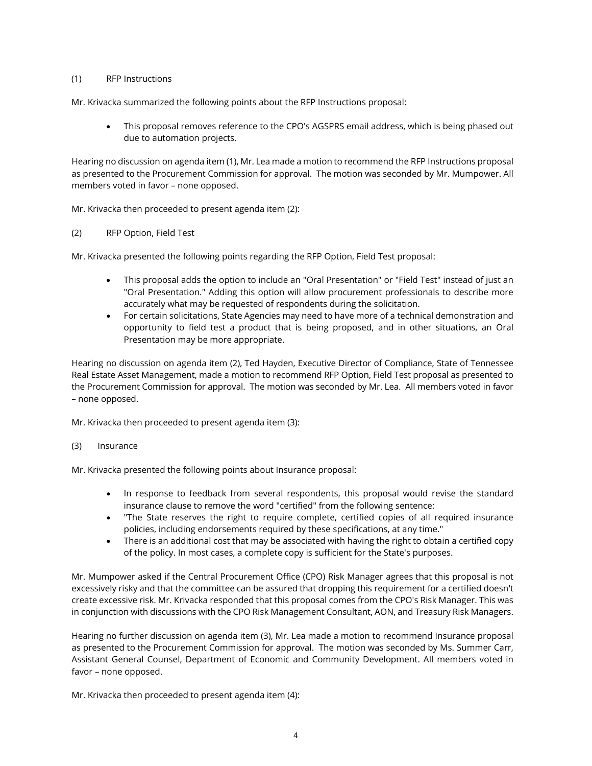(1) RFP Instructions

Mr. Krivacka summarized the following points about the RFP Instructions proposal:

- This proposal removes reference to the CPO's AGSPRS email address, which is being phased out due to automation projects.

Hearing no discussion on agenda item (1), Mr. Lea made a motion to recommend the RFP Instructions proposal as presented to the Procurement Commission for approval. The motion was seconded by Mr. Mumpower. All members voted in favor – none opposed.

Mr. Krivacka then proceeded to present agenda item (2):

(2) RFP Option, Field Test

Mr. Krivacka presented the following points regarding the RFP Option, Field Test proposal:

- This proposal adds the option to include an "Oral Presentation" or "Field Test" instead of just an "Oral Presentation." Adding this option will allow procurement professionals to describe more accurately what may be requested of respondents during the solicitation.
- For certain solicitations, State Agencies may need to have more of a technical demonstration and opportunity to field test a product that is being proposed, and in other situations, an Oral Presentation may be more appropriate.

Hearing no discussion on agenda item (2), Ted Hayden, Executive Director of Compliance, State of Tennessee Real Estate Asset Management, made a motion to recommend RFP Option, Field Test proposal as presented to the Procurement Commission for approval. The motion was seconded by Mr. Lea. All members voted in favor – none opposed.

Mr. Krivacka then proceeded to present agenda item (3):

(3) Insurance

Mr. Krivacka presented the following points about Insurance proposal:

- In response to feedback from several respondents, this proposal would revise the standard insurance clause to remove the word "certified" from the following sentence:
- "The State reserves the right to require complete, certified copies of all required insurance policies, including endorsements required by these specifications, at any time."
- There is an additional cost that may be associated with having the right to obtain a certified copy of the policy. In most cases, a complete copy is sufficient for the State's purposes.

Mr. Mumpower asked if the Central Procurement Office (CPO) Risk Manager agrees that this proposal is not excessively risky and that the committee can be assured that dropping this requirement for a certified doesn't create excessive risk. Mr. Krivacka responded that this proposal comes from the CPO's Risk Manager. This was in conjunction with discussions with the CPO Risk Management Consultant, AON, and Treasury Risk Managers.

Hearing no further discussion on agenda item (3), Mr. Lea made a motion to recommend Insurance proposal as presented to the Procurement Commission for approval. The motion was seconded by Ms. Summer Carr, Assistant General Counsel, Department of Economic and Community Development. All members voted in favor – none opposed.

Mr. Krivacka then proceeded to present agenda item (4):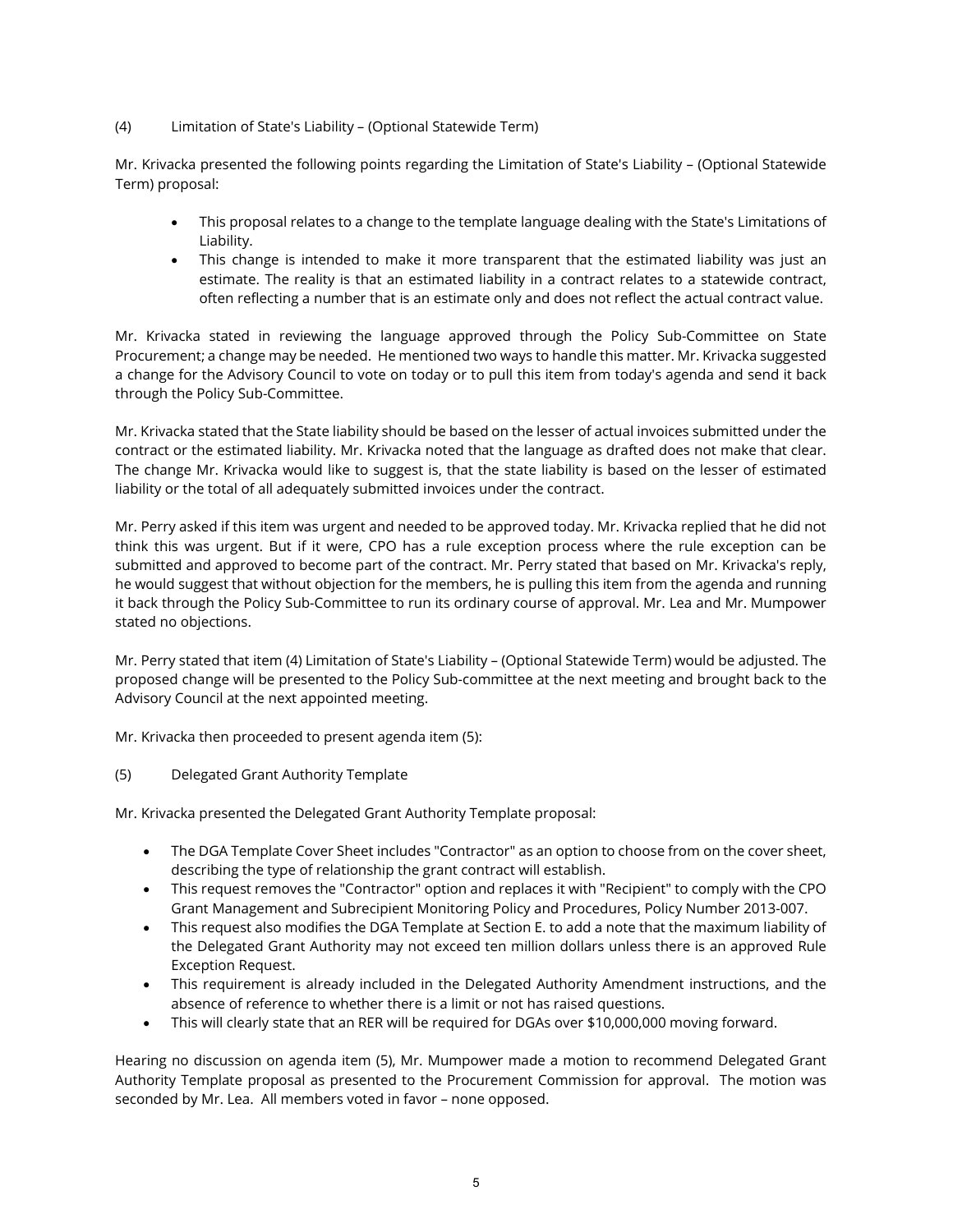(4) Limitation of State's Liability – (Optional Statewide Term)

Mr. Krivacka presented the following points regarding the Limitation of State's Liability – (Optional Statewide Term) proposal:

- This proposal relates to a change to the template language dealing with the State's Limitations of Liability.
- This change is intended to make it more transparent that the estimated liability was just an estimate. The reality is that an estimated liability in a contract relates to a statewide contract, often reflecting a number that is an estimate only and does not reflect the actual contract value.

Mr. Krivacka stated in reviewing the language approved through the Policy Sub-Committee on State Procurement; a change may be needed. He mentioned two ways to handle this matter. Mr. Krivacka suggested a change for the Advisory Council to vote on today or to pull this item from today's agenda and send it back through the Policy Sub-Committee.

Mr. Krivacka stated that the State liability should be based on the lesser of actual invoices submitted under the contract or the estimated liability. Mr. Krivacka noted that the language as drafted does not make that clear. The change Mr. Krivacka would like to suggest is, that the state liability is based on the lesser of estimated liability or the total of all adequately submitted invoices under the contract.

Mr. Perry asked if this item was urgent and needed to be approved today. Mr. Krivacka replied that he did not think this was urgent. But if it were, CPO has a rule exception process where the rule exception can be submitted and approved to become part of the contract. Mr. Perry stated that based on Mr. Krivacka's reply, he would suggest that without objection for the members, he is pulling this item from the agenda and running it back through the Policy Sub-Committee to run its ordinary course of approval. Mr. Lea and Mr. Mumpower stated no objections.

Mr. Perry stated that item (4) Limitation of State's Liability – (Optional Statewide Term) would be adjusted. The proposed change will be presented to the Policy Sub-committee at the next meeting and brought back to the Advisory Council at the next appointed meeting.

Mr. Krivacka then proceeded to present agenda item (5):

(5) Delegated Grant Authority Template

Mr. Krivacka presented the Delegated Grant Authority Template proposal:

- The DGA Template Cover Sheet includes "Contractor" as an option to choose from on the cover sheet, describing the type of relationship the grant contract will establish.
- This request removes the "Contractor" option and replaces it with "Recipient" to comply with the CPO Grant Management and Subrecipient Monitoring Policy and Procedures, Policy Number 2013-007.
- This request also modifies the DGA Template at Section E. to add a note that the maximum liability of the Delegated Grant Authority may not exceed ten million dollars unless there is an approved Rule Exception Request.
- This requirement is already included in the Delegated Authority Amendment instructions, and the absence of reference to whether there is a limit or not has raised questions.
- This will clearly state that an RER will be required for DGAs over $10,000,000 moving forward.

Hearing no discussion on agenda item (5), Mr. Mumpower made a motion to recommend Delegated Grant Authority Template proposal as presented to the Procurement Commission for approval. The motion was seconded by Mr. Lea. All members voted in favor – none opposed.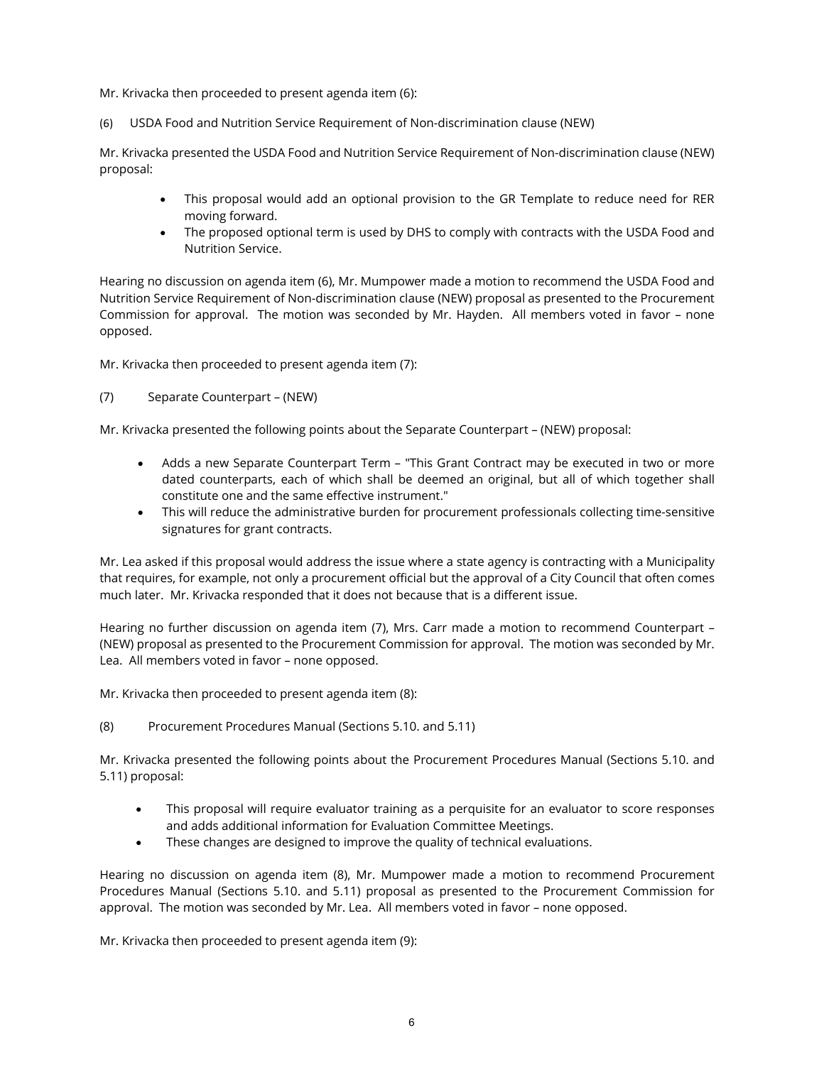Mr. Krivacka then proceeded to present agenda item (6):

(6) USDA Food and Nutrition Service Requirement of Non-discrimination clause (NEW)

Mr. Krivacka presented the USDA Food and Nutrition Service Requirement of Non-discrimination clause (NEW) proposal:

- This proposal would add an optional provision to the GR Template to reduce need for RER moving forward.
- The proposed optional term is used by DHS to comply with contracts with the USDA Food and Nutrition Service.

Hearing no discussion on agenda item (6), Mr. Mumpower made a motion to recommend the USDA Food and Nutrition Service Requirement of Non-discrimination clause (NEW) proposal as presented to the Procurement Commission for approval. The motion was seconded by Mr. Hayden. All members voted in favor – none opposed.

Mr. Krivacka then proceeded to present agenda item (7):

(7) Separate Counterpart – (NEW)

Mr. Krivacka presented the following points about the Separate Counterpart – (NEW) proposal:

- Adds a new Separate Counterpart Term – "This Grant Contract may be executed in two or more dated counterparts, each of which shall be deemed an original, but all of which together shall constitute one and the same effective instrument."
- This will reduce the administrative burden for procurement professionals collecting time-sensitive signatures for grant contracts.

Mr. Lea asked if this proposal would address the issue where a state agency is contracting with a Municipality that requires, for example, not only a procurement official but the approval of a City Council that often comes much later. Mr. Krivacka responded that it does not because that is a different issue.

Hearing no further discussion on agenda item (7), Mrs. Carr made a motion to recommend Counterpart – (NEW) proposal as presented to the Procurement Commission for approval. The motion was seconded by Mr. Lea. All members voted in favor – none opposed.

Mr. Krivacka then proceeded to present agenda item (8):

(8) Procurement Procedures Manual (Sections 5.10. and 5.11)

Mr. Krivacka presented the following points about the Procurement Procedures Manual (Sections 5.10. and 5.11) proposal:

- This proposal will require evaluator training as a perquisite for an evaluator to score responses and adds additional information for Evaluation Committee Meetings.
- These changes are designed to improve the quality of technical evaluations.

Hearing no discussion on agenda item (8), Mr. Mumpower made a motion to recommend Procurement Procedures Manual (Sections 5.10. and 5.11) proposal as presented to the Procurement Commission for approval. The motion was seconded by Mr. Lea. All members voted in favor – none opposed.

Mr. Krivacka then proceeded to present agenda item (9):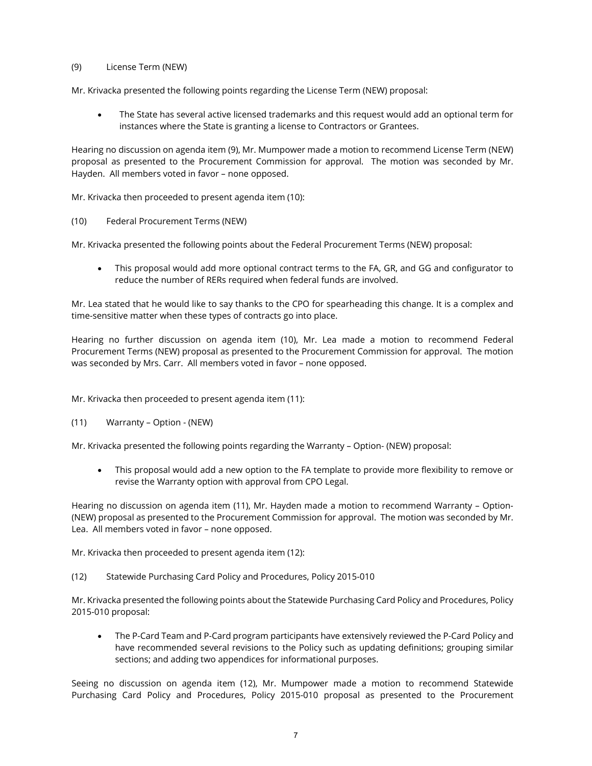(9) License Term (NEW)

Mr. Krivacka presented the following points regarding the License Term (NEW) proposal:

- The State has several active licensed trademarks and this request would add an optional term for instances where the State is granting a license to Contractors or Grantees.

Hearing no discussion on agenda item (9), Mr. Mumpower made a motion to recommend License Term (NEW) proposal as presented to the Procurement Commission for approval. The motion was seconded by Mr. Hayden. All members voted in favor – none opposed.

Mr. Krivacka then proceeded to present agenda item (10):

(10) Federal Procurement Terms (NEW)

Mr. Krivacka presented the following points about the Federal Procurement Terms (NEW) proposal:

- This proposal would add more optional contract terms to the FA, GR, and GG and configurator to reduce the number of RERs required when federal funds are involved.

Mr. Lea stated that he would like to say thanks to the CPO for spearheading this change. It is a complex and time-sensitive matter when these types of contracts go into place.

Hearing no further discussion on agenda item (10), Mr. Lea made a motion to recommend Federal Procurement Terms (NEW) proposal as presented to the Procurement Commission for approval. The motion was seconded by Mrs. Carr. All members voted in favor – none opposed.

Mr. Krivacka then proceeded to present agenda item (11):

(11) Warranty – Option - (NEW)

Mr. Krivacka presented the following points regarding the Warranty – Option- (NEW) proposal:

- This proposal would add a new option to the FA template to provide more flexibility to remove or revise the Warranty option with approval from CPO Legal.

Hearing no discussion on agenda item (11), Mr. Hayden made a motion to recommend Warranty – Option- (NEW) proposal as presented to the Procurement Commission for approval. The motion was seconded by Mr. Lea. All members voted in favor – none opposed.

Mr. Krivacka then proceeded to present agenda item (12):

(12) Statewide Purchasing Card Policy and Procedures, Policy 2015-010

Mr. Krivacka presented the following points about the Statewide Purchasing Card Policy and Procedures, Policy 2015-010 proposal:

- The P-Card Team and P-Card program participants have extensively reviewed the P-Card Policy and have recommended several revisions to the Policy such as updating definitions; grouping similar sections; and adding two appendices for informational purposes.

Seeing no discussion on agenda item (12), Mr. Mumpower made a motion to recommend Statewide Purchasing Card Policy and Procedures, Policy 2015-010 proposal as presented to the Procurement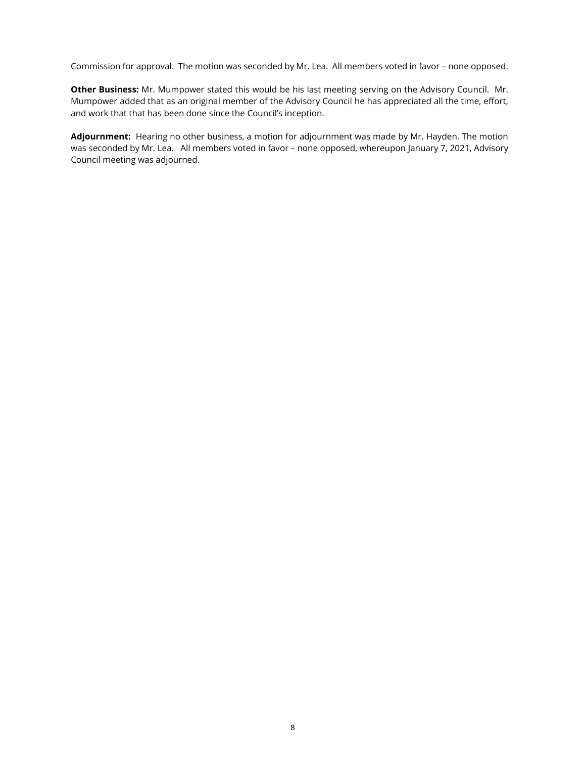Commission for approval. The motion was seconded by Mr. Lea. All members voted in favor – none opposed.

**Other Business:** Mr. Mumpower stated this would be his last meeting serving on the Advisory Council. Mr. Mumpower added that as an original member of the Advisory Council he has appreciated all the time, effort, and work that that has been done since the Council's inception.

**Adjournment:** Hearing no other business, a motion for adjournment was made by Mr. Hayden. The motion was seconded by Mr. Lea. All members voted in favor – none opposed, whereupon January 7, 2021, Advisory Council meeting was adjourned.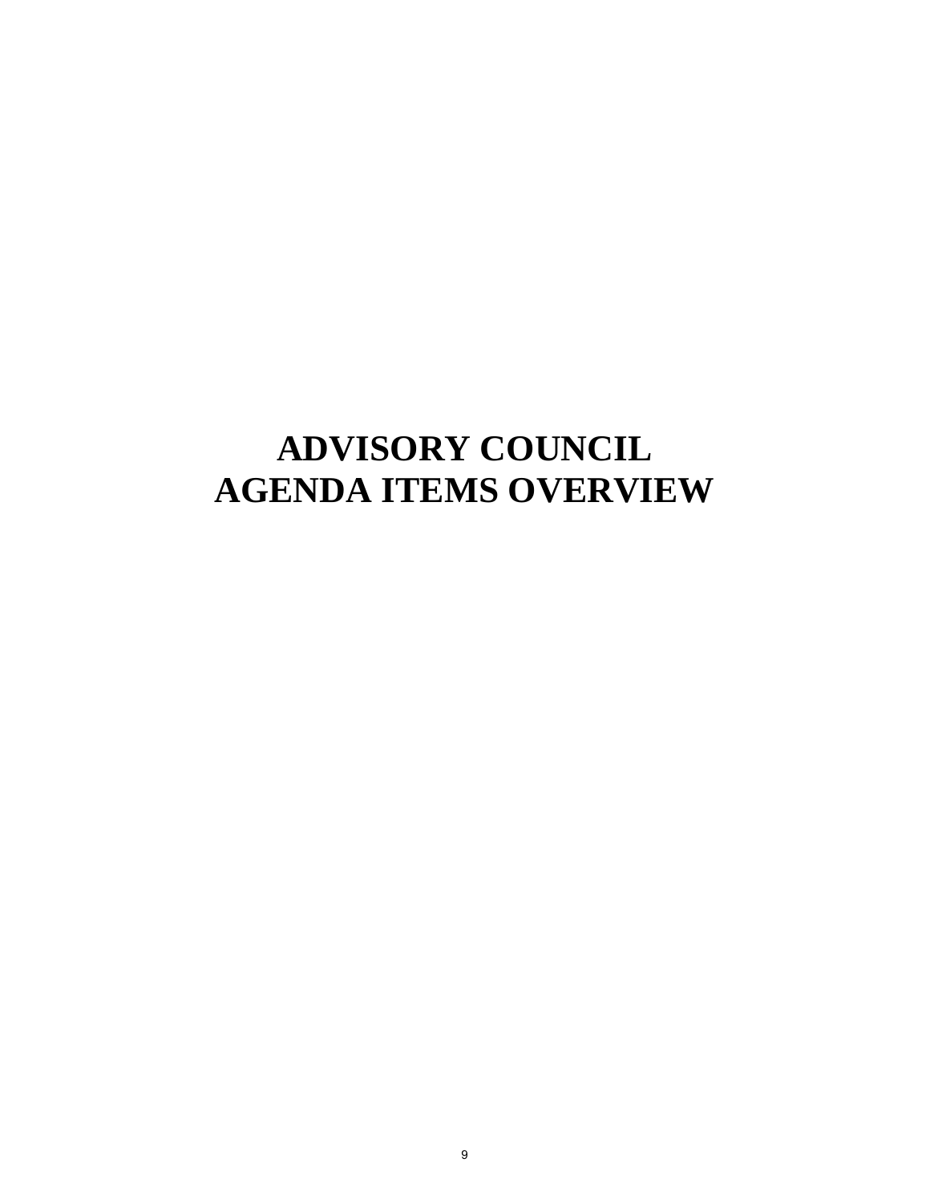# ADVISORY COUNCIL AGENDA ITEMS OVERVIEW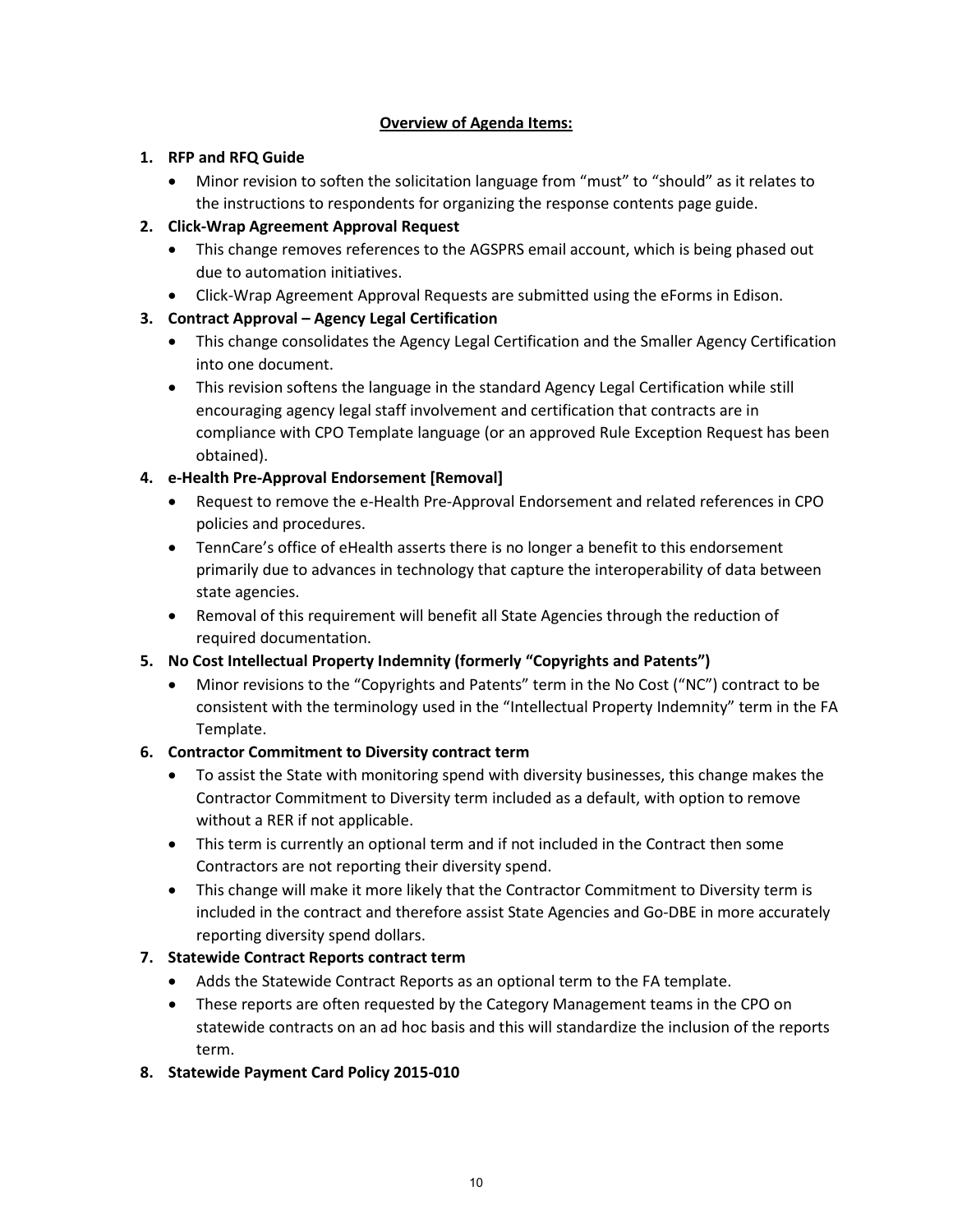**Overview of Agenda Items:**

1. **RFP and RFQ Guide**
   - Minor revision to soften the solicitation language from "must" to "should" as it relates to the instructions to respondents for organizing the response contents page guide.
2. **Click-Wrap Agreement Approval Request**
   - This change removes references to the AGSPRS email account, which is being phased out due to automation initiatives.
   - Click-Wrap Agreement Approval Requests are submitted using the eForms in Edison.
3. **Contract Approval – Agency Legal Certification**
   - This change consolidates the Agency Legal Certification and the Smaller Agency Certification into one document.
   - This revision softens the language in the standard Agency Legal Certification while still encouraging agency legal staff involvement and certification that contracts are in compliance with CPO Template language (or an approved Rule Exception Request has been obtained).
4. **e-Health Pre-Approval Endorsement [Removal]**
   - Request to remove the e-Health Pre-Approval Endorsement and related references in CPO policies and procedures.
   - TennCare's office of eHealth asserts there is no longer a benefit to this endorsement primarily due to advances in technology that capture the interoperability of data between state agencies.
   - Removal of this requirement will benefit all State Agencies through the reduction of required documentation.
5. **No Cost Intellectual Property Indemnity (formerly "Copyrights and Patents")**
   - Minor revisions to the "Copyrights and Patents" term in the No Cost ("NC") contract to be consistent with the terminology used in the "Intellectual Property Indemnity" term in the FA Template.
6. **Contractor Commitment to Diversity contract term**
   - To assist the State with monitoring spend with diversity businesses, this change makes the Contractor Commitment to Diversity term included as a default, with option to remove without a RER if not applicable.
   - This term is currently an optional term and if not included in the Contract then some Contractors are not reporting their diversity spend.
   - This change will make it more likely that the Contractor Commitment to Diversity term is included in the contract and therefore assist State Agencies and Go-DBE in more accurately reporting diversity spend dollars.
7. **Statewide Contract Reports contract term**
   - Adds the Statewide Contract Reports as an optional term to the FA template.
   - These reports are often requested by the Category Management teams in the CPO on statewide contracts on an ad hoc basis and this will standardize the inclusion of the reports term.
8. **Statewide Payment Card Policy 2015-010**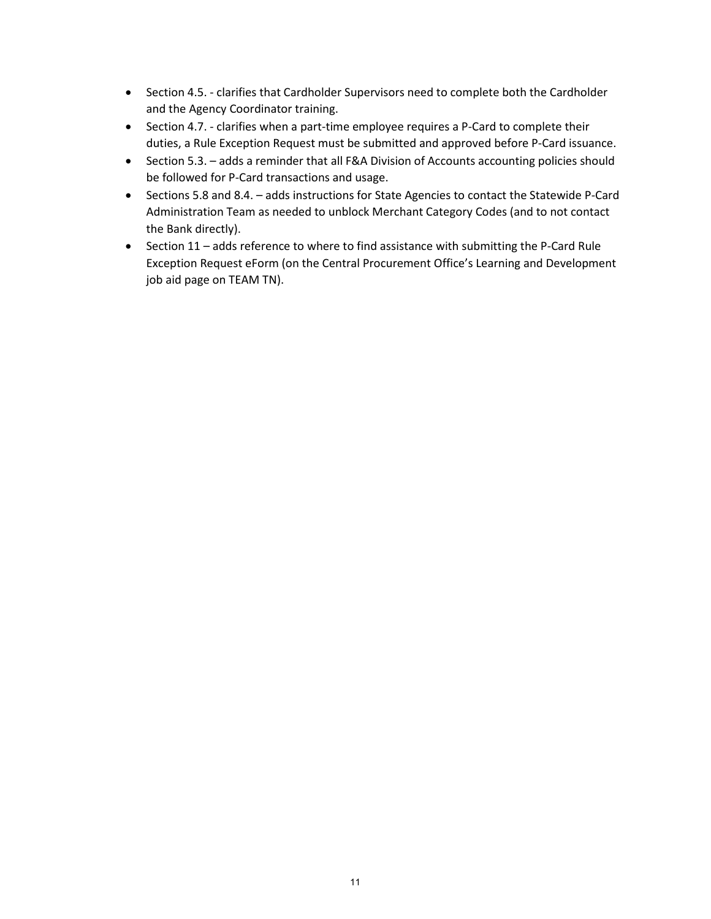- Section 4.5. - clarifies that Cardholder Supervisors need to complete both the Cardholder and the Agency Coordinator training.
- Section 4.7. - clarifies when a part-time employee requires a P-Card to complete their duties, a Rule Exception Request must be submitted and approved before P-Card issuance.
- Section 5.3. – adds a reminder that all F&A Division of Accounts accounting policies should be followed for P-Card transactions and usage.
- Sections 5.8 and 8.4. – adds instructions for State Agencies to contact the Statewide P-Card Administration Team as needed to unblock Merchant Category Codes (and to not contact the Bank directly).
- Section 11 – adds reference to where to find assistance with submitting the P-Card Rule Exception Request eForm (on the Central Procurement Office's Learning and Development job aid page on TEAM TN).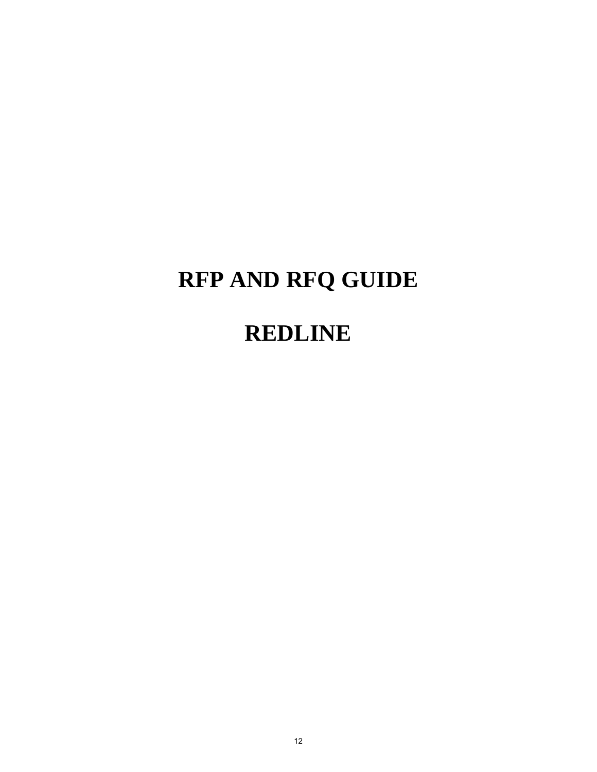# RFP AND RFQ GUIDE

# REDLINE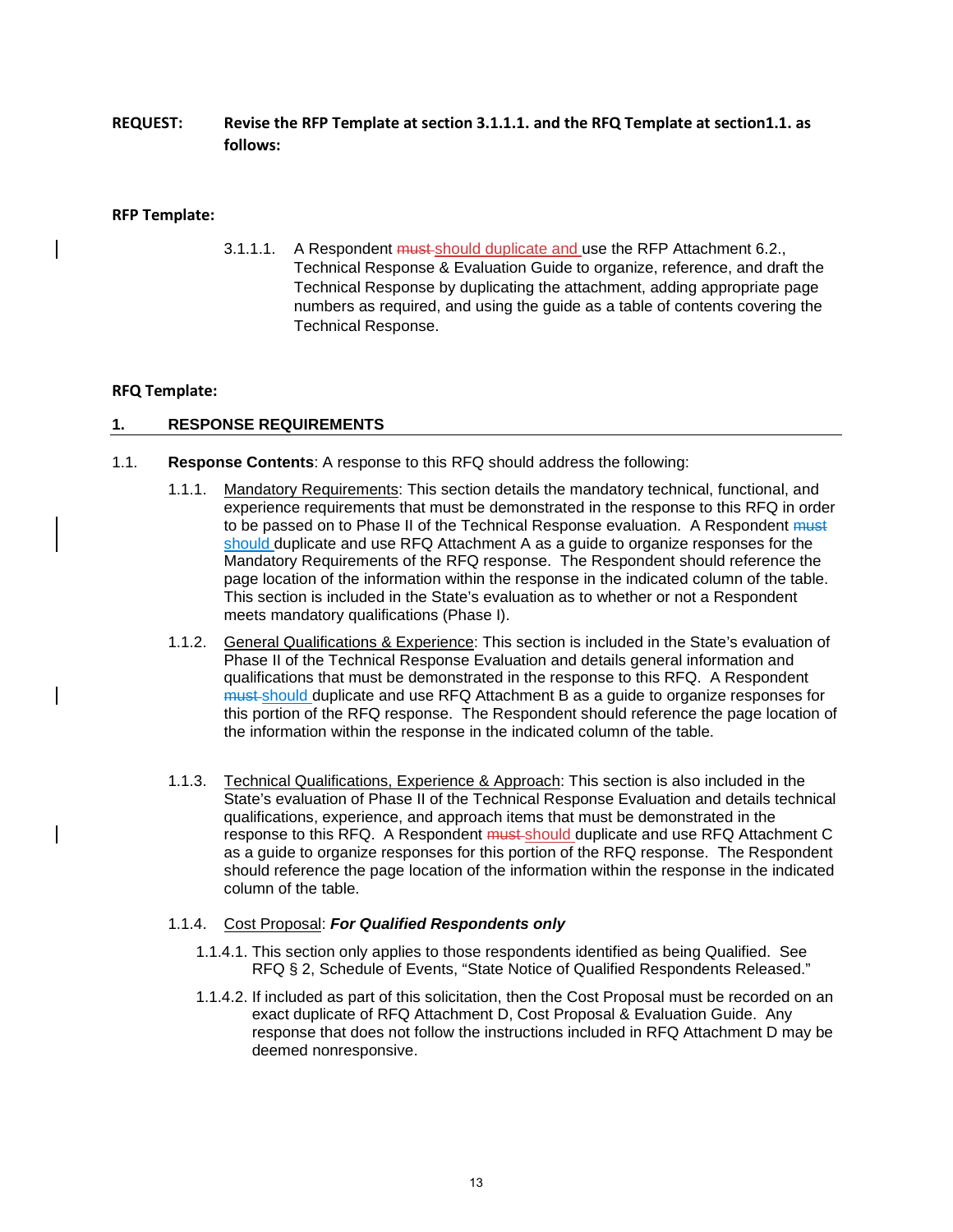**REQUEST:** **Revise the RFP Template at section 3.1.1.1. and the RFQ Template at section1.1. as follows:**

**RFP Template:**

3.1.1.1. A Respondent ~~must~~ should duplicate and use the RFP Attachment 6.2., Technical Response & Evaluation Guide to organize, reference, and draft the Technical Response by duplicating the attachment, adding appropriate page numbers as required, and using the guide as a table of contents covering the Technical Response.

**RFQ Template:**

## 1. RESPONSE REQUIREMENTS

1.1. **Response Contents**: A response to this RFQ should address the following:

1.1.1. Mandatory Requirements: This section details the mandatory technical, functional, and experience requirements that must be demonstrated in the response to this RFQ in order to be passed on to Phase II of the Technical Response evaluation. A Respondent ~~must~~ should duplicate and use RFQ Attachment A as a guide to organize responses for the Mandatory Requirements of the RFQ response. The Respondent should reference the page location of the information within the response in the indicated column of the table. This section is included in the State's evaluation as to whether or not a Respondent meets mandatory qualifications (Phase I).

1.1.2. General Qualifications & Experience: This section is included in the State's evaluation of Phase II of the Technical Response Evaluation and details general information and qualifications that must be demonstrated in the response to this RFQ. A Respondent ~~must~~ should duplicate and use RFQ Attachment B as a guide to organize responses for this portion of the RFQ response. The Respondent should reference the page location of the information within the response in the indicated column of the table.

1.1.3. Technical Qualifications, Experience & Approach: This section is also included in the State's evaluation of Phase II of the Technical Response Evaluation and details technical qualifications, experience, and approach items that must be demonstrated in the response to this RFQ. A Respondent ~~must~~ should duplicate and use RFQ Attachment C as a guide to organize responses for this portion of the RFQ response. The Respondent should reference the page location of the information within the response in the indicated column of the table.

1.1.4. Cost Proposal: ***For Qualified Respondents only***

1.1.4.1. This section only applies to those respondents identified as being Qualified. See RFQ § 2, Schedule of Events, "State Notice of Qualified Respondents Released."

1.1.4.2. If included as part of this solicitation, then the Cost Proposal must be recorded on an exact duplicate of RFQ Attachment D, Cost Proposal & Evaluation Guide. Any response that does not follow the instructions included in RFQ Attachment D may be deemed nonresponsive.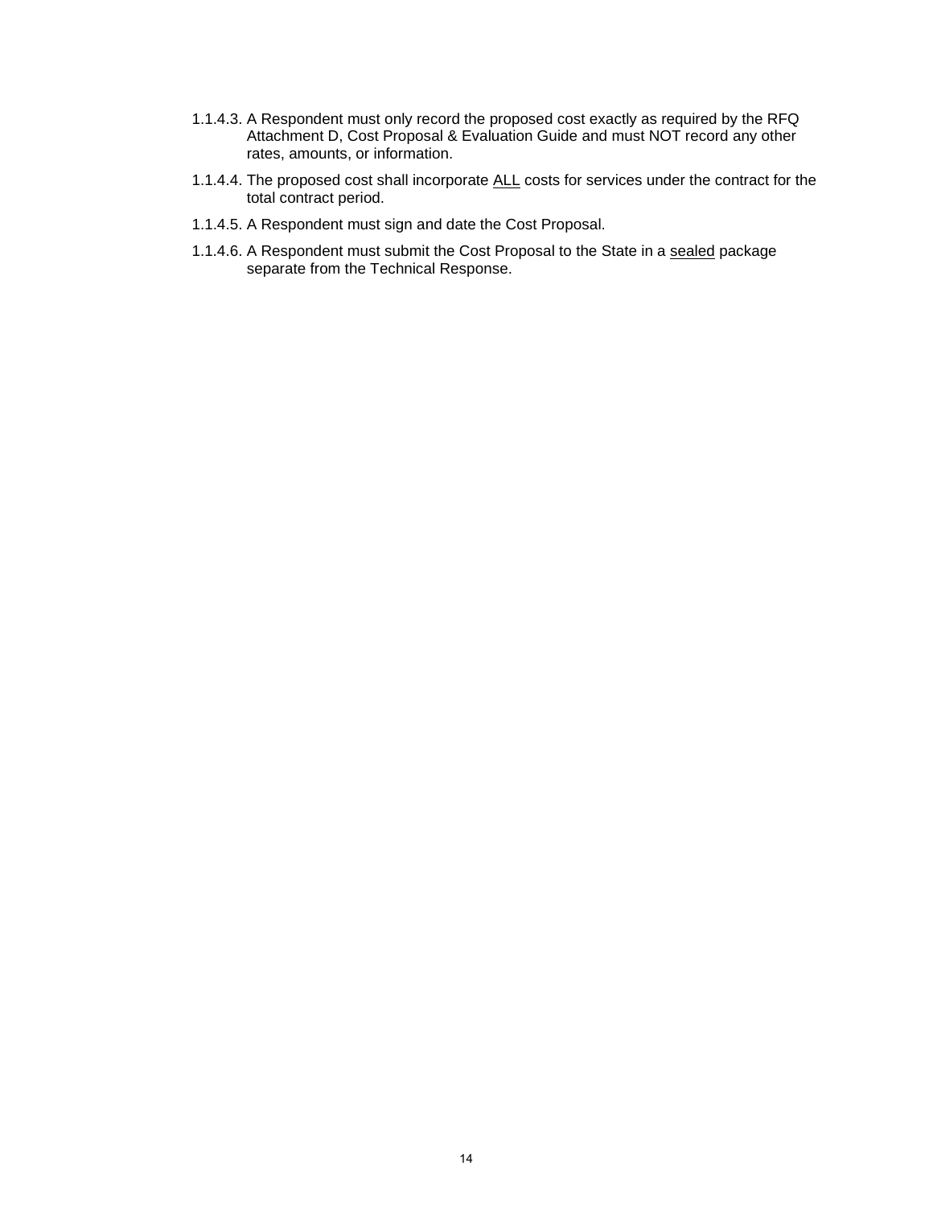1.1.4.3. A Respondent must only record the proposed cost exactly as required by the RFQ Attachment D, Cost Proposal & Evaluation Guide and must NOT record any other rates, amounts, or information.

1.1.4.4. The proposed cost shall incorporate <u>ALL</u> costs for services under the contract for the total contract period.

1.1.4.5. A Respondent must sign and date the Cost Proposal.

1.1.4.6. A Respondent must submit the Cost Proposal to the State in a <u>sealed</u> package separate from the Technical Response.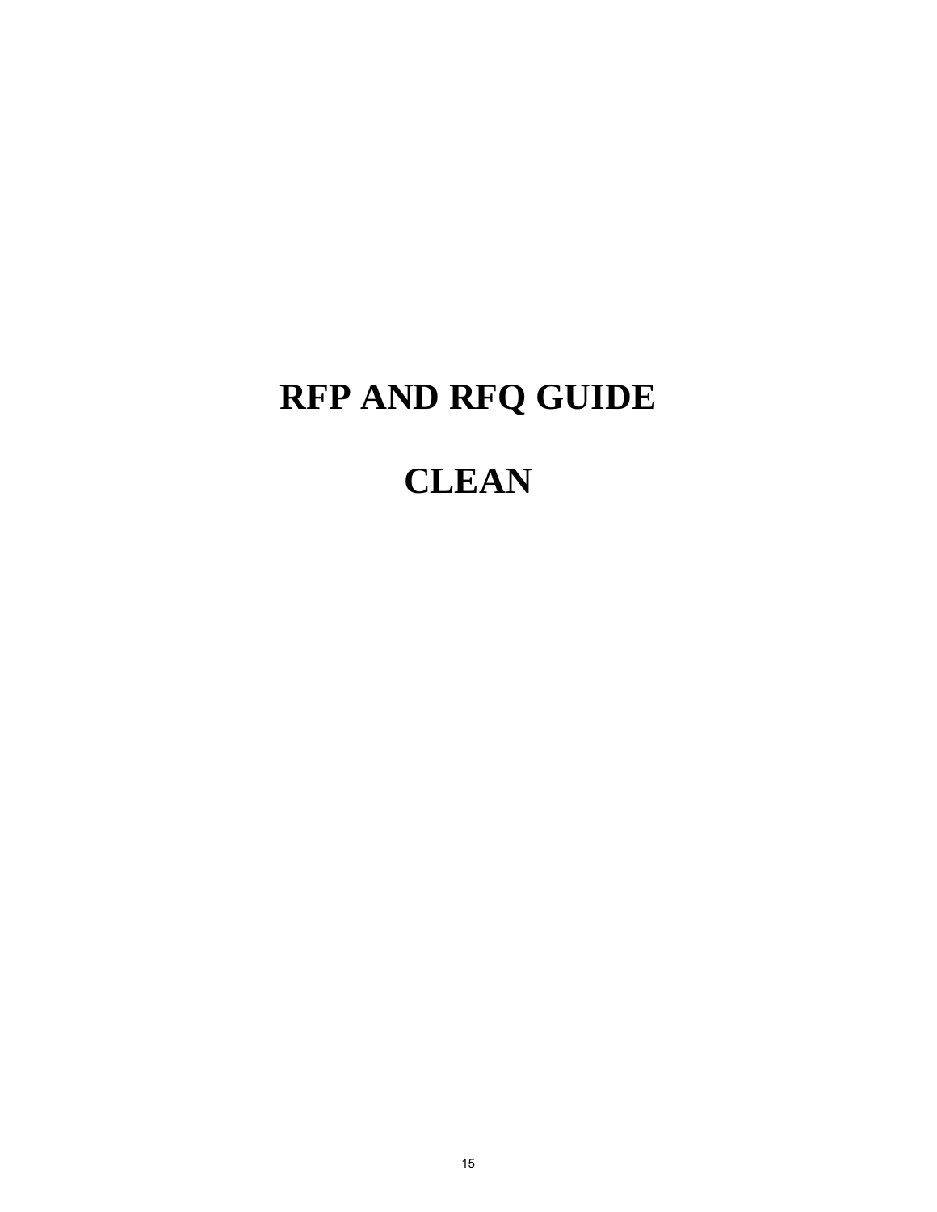# RFP AND RFQ GUIDE

# CLEAN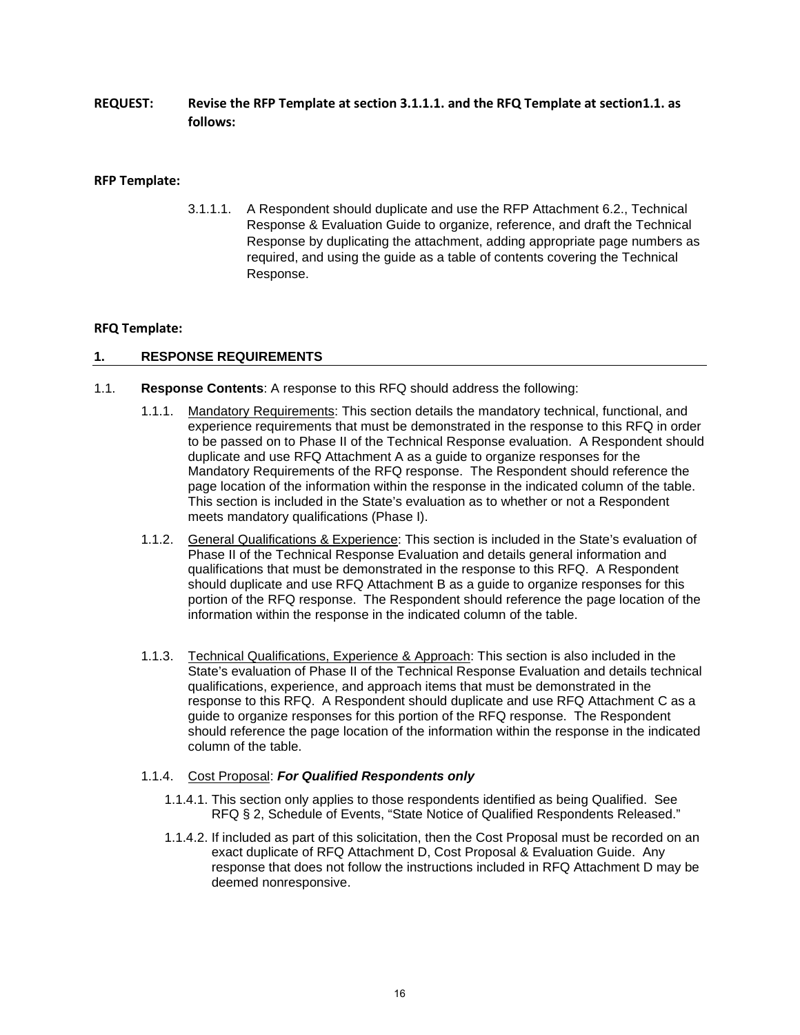**REQUEST: Revise the RFP Template at section 3.1.1.1. and the RFQ Template at section1.1. as follows:**

**RFP Template:**

3.1.1.1. A Respondent should duplicate and use the RFP Attachment 6.2., Technical Response & Evaluation Guide to organize, reference, and draft the Technical Response by duplicating the attachment, adding appropriate page numbers as required, and using the guide as a table of contents covering the Technical Response.

**RFQ Template:**

## 1. RESPONSE REQUIREMENTS

1.1. **Response Contents**: A response to this RFQ should address the following:

1.1.1. Mandatory Requirements: This section details the mandatory technical, functional, and experience requirements that must be demonstrated in the response to this RFQ in order to be passed on to Phase II of the Technical Response evaluation. A Respondent should duplicate and use RFQ Attachment A as a guide to organize responses for the Mandatory Requirements of the RFQ response. The Respondent should reference the page location of the information within the response in the indicated column of the table. This section is included in the State's evaluation as to whether or not a Respondent meets mandatory qualifications (Phase I).

1.1.2. General Qualifications & Experience: This section is included in the State's evaluation of Phase II of the Technical Response Evaluation and details general information and qualifications that must be demonstrated in the response to this RFQ. A Respondent should duplicate and use RFQ Attachment B as a guide to organize responses for this portion of the RFQ response. The Respondent should reference the page location of the information within the response in the indicated column of the table.

1.1.3. Technical Qualifications, Experience & Approach: This section is also included in the State's evaluation of Phase II of the Technical Response Evaluation and details technical qualifications, experience, and approach items that must be demonstrated in the response to this RFQ. A Respondent should duplicate and use RFQ Attachment C as a guide to organize responses for this portion of the RFQ response. The Respondent should reference the page location of the information within the response in the indicated column of the table.

1.1.4. Cost Proposal: ***For Qualified Respondents only***

1.1.4.1. This section only applies to those respondents identified as being Qualified. See RFQ § 2, Schedule of Events, "State Notice of Qualified Respondents Released."

1.1.4.2. If included as part of this solicitation, then the Cost Proposal must be recorded on an exact duplicate of RFQ Attachment D, Cost Proposal & Evaluation Guide. Any response that does not follow the instructions included in RFQ Attachment D may be deemed nonresponsive.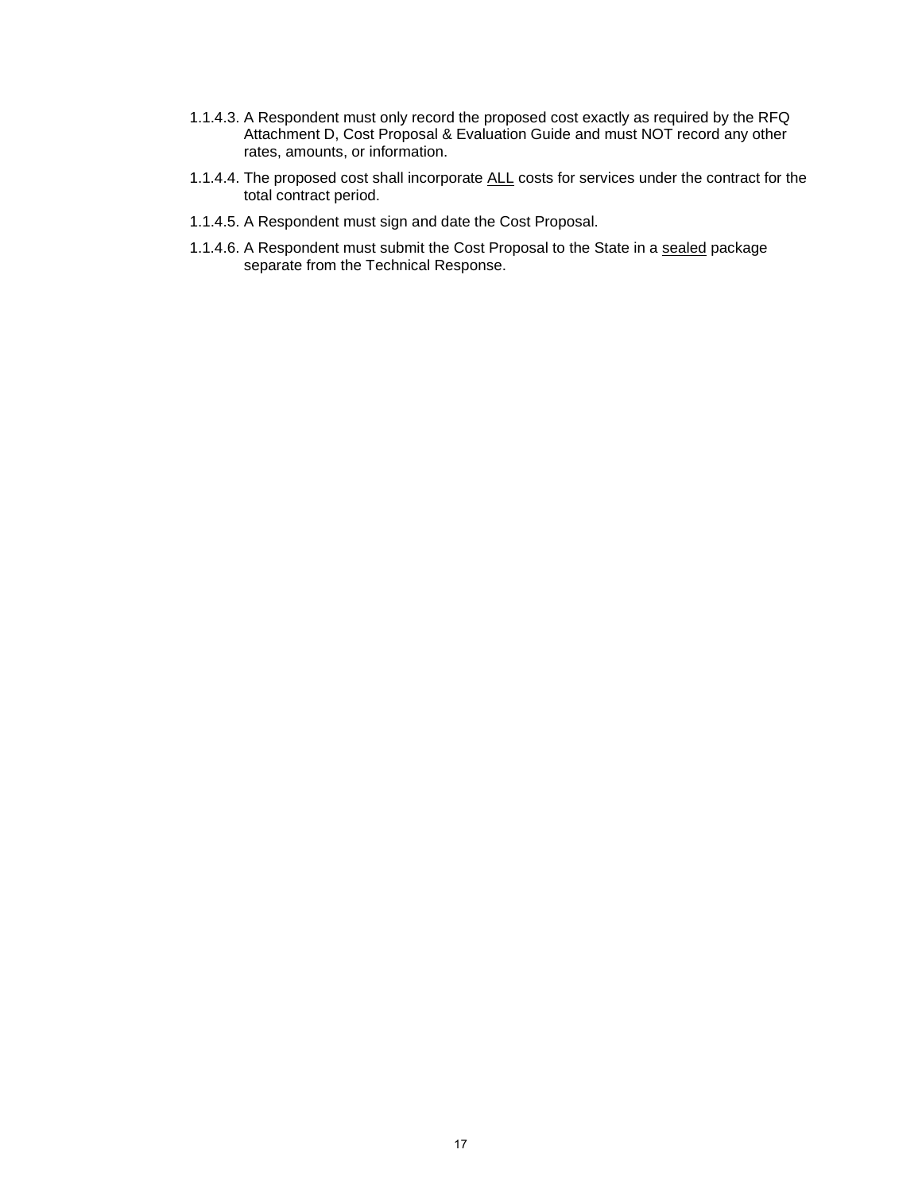1.1.4.3. A Respondent must only record the proposed cost exactly as required by the RFQ Attachment D, Cost Proposal & Evaluation Guide and must NOT record any other rates, amounts, or information.

1.1.4.4. The proposed cost shall incorporate <u>ALL</u> costs for services under the contract for the total contract period.

1.1.4.5. A Respondent must sign and date the Cost Proposal.

1.1.4.6. A Respondent must submit the Cost Proposal to the State in a <u>sealed</u> package separate from the Technical Response.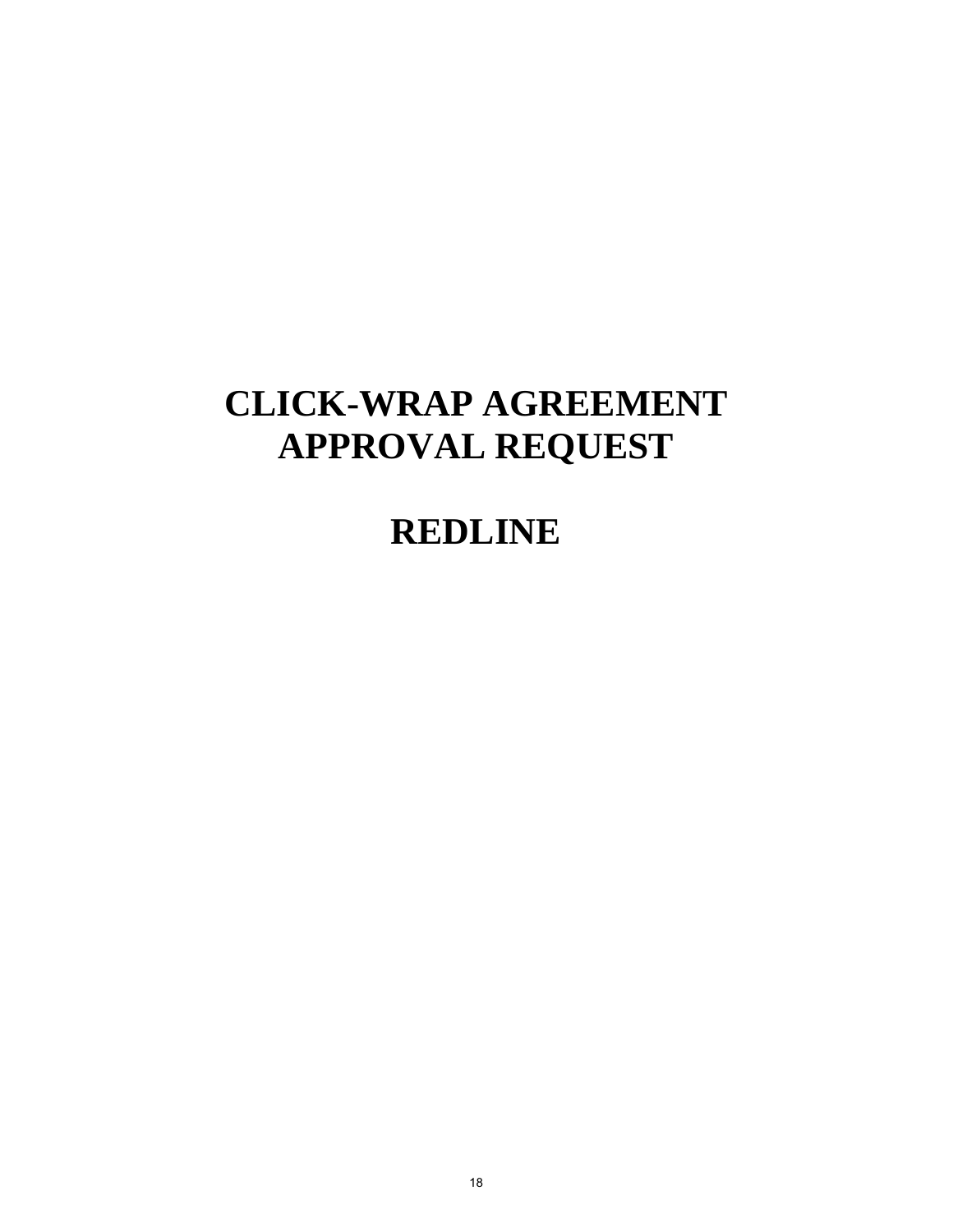# CLICK-WRAP AGREEMENT APPROVAL REQUEST

# REDLINE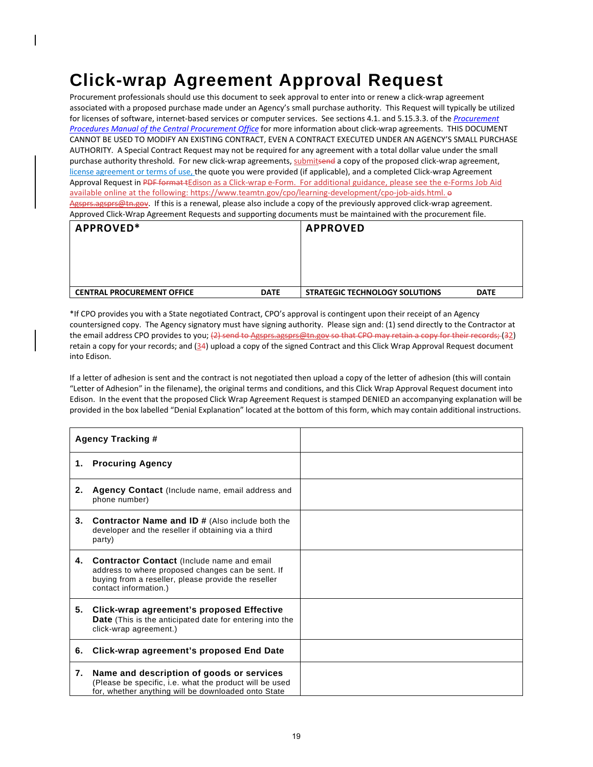# Click-wrap Agreement Approval Request

Procurement professionals should use this document to seek approval to enter into or renew a click-wrap agreement associated with a proposed purchase made under an Agency's small purchase authority. This Request will typically be utilized for licenses of software, internet-based services or computer services. See sections 4.1. and 5.15.3.3. of the *Procurement Procedures Manual of the Central Procurement Office* for more information about click-wrap agreements. THIS DOCUMENT CANNOT BE USED TO MODIFY AN EXISTING CONTRACT, EVEN A CONTRACT EXECUTED UNDER AN AGENCY'S SMALL PURCHASE AUTHORITY. A Special Contract Request may not be required for any agreement with a total dollar value under the small purchase authority threshold. For new click-wrap agreements, ~~send~~ submit a copy of the proposed click-wrap agreement, license agreement or terms of use, the quote you were provided (if applicable), and a completed Click-wrap Agreement Approval Request in ~~PDF format t~~Edison as a Click-wrap e-Form. For additional guidance, please see the e-Forms Job Aid available online at the following: https://www.teamtn.gov/cpo/learning-development/cpo-job-aids.html. ~~o Agsprs.agsprs@tn.gov~~. If this is a renewal, please also include a copy of the previously approved click-wrap agreement. Approved Click-Wrap Agreement Requests and supporting documents must be maintained with the procurement file.

| APPROVED* | | APPROVED | |
|---|---|---|---|
| | | | |
| CENTRAL PROCUREMENT OFFICE | DATE | STRATEGIC TECHNOLOGY SOLUTIONS | DATE |

*If CPO provides you with a State negotiated Contract, CPO's approval is contingent upon their receipt of an Agency countersigned copy. The Agency signatory must have signing authority. Please sign and: (1) send directly to the Contractor at the email address CPO provides to you; ~~(2) send to Agsprs.agsprs@tn.gov so that CPO may retain a copy for their records;~~ (~~3~~2) retain a copy for your records; and (~~4~~3) upload a copy of the signed Contract and this Click Wrap Approval Request document into Edison.

If a letter of adhesion is sent and the contract is not negotiated then upload a copy of the letter of adhesion (this will contain "Letter of Adhesion" in the filename), the original terms and conditions, and this Click Wrap Approval Request document into Edison. In the event that the proposed Click Wrap Agreement Request is stamped DENIED an accompanying explanation will be provided in the box labelled "Denial Explanation" located at the bottom of this form, which may contain additional instructions.

| Agency Tracking # | |
|---|---|
| 1. **Procuring Agency** | |
| 2. **Agency Contact** (Include name, email address and phone number) | |
| 3. **Contractor Name and ID #** (Also include both the developer and the reseller if obtaining via a third party) | |
| 4. **Contractor Contact** (Include name and email address to where proposed changes can be sent. If buying from a reseller, please provide the reseller contact information.) | |
| 5. **Click-wrap agreement's proposed Effective Date** (This is the anticipated date for entering into the click-wrap agreement.) | |
| 6. **Click-wrap agreement's proposed End Date** | |
| 7. **Name and description of goods or services** (Please be specific, i.e. what the product will be used for, whether anything will be downloaded onto State | |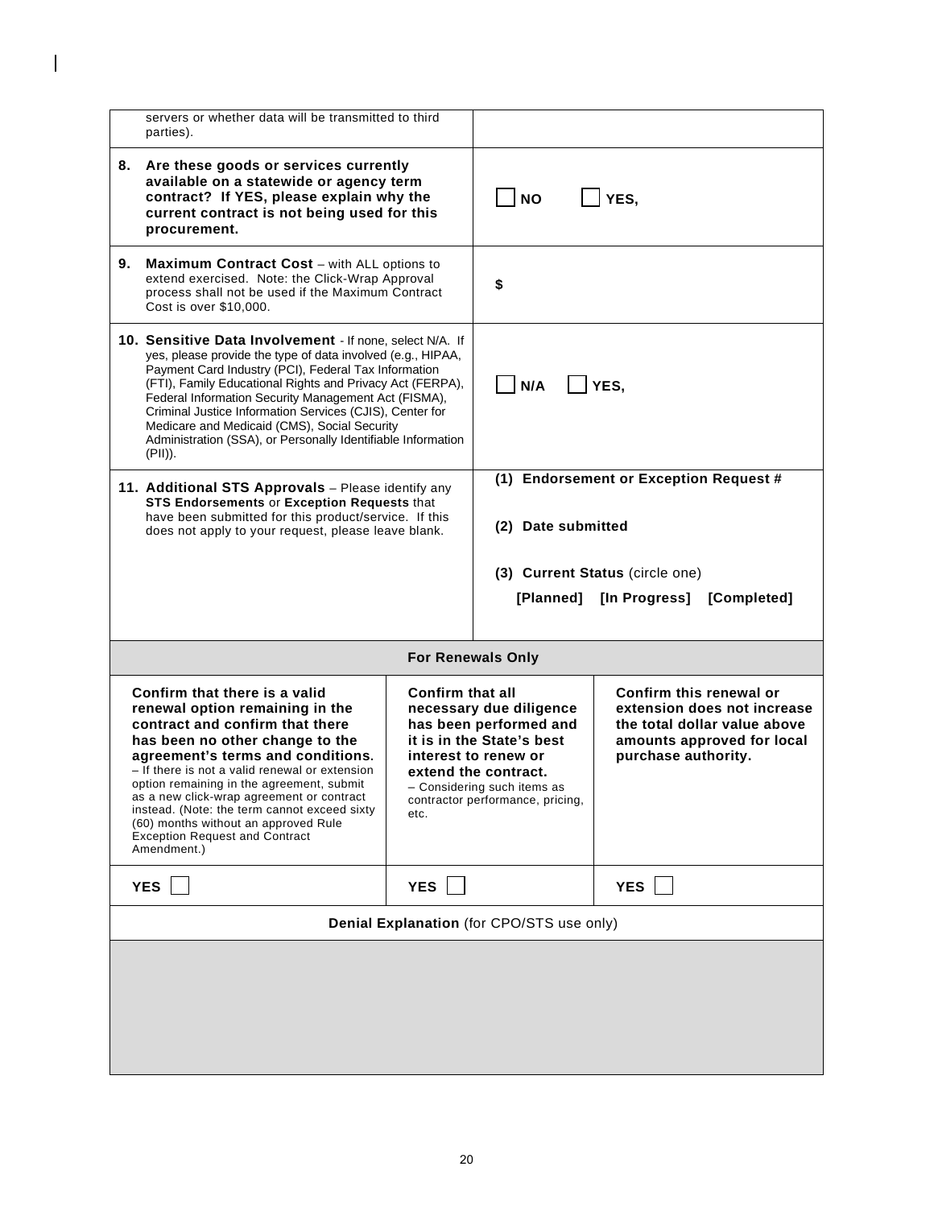| | |
|---|---|
| servers or whether data will be transmitted to third parties). | |
| **8. Are these goods or services currently available on a statewide or agency term contract? If YES, please explain why the current contract is not being used for this procurement.** | ☐ **NO** ☐ **YES,** |
| **9. Maximum Contract Cost** – with ALL options to extend exercised. Note: the Click-Wrap Approval process shall not be used if the Maximum Contract Cost is over $10,000. | **$** |
| **10. Sensitive Data Involvement** - If none, select N/A. If yes, please provide the type of data involved (e.g., HIPAA, Payment Card Industry (PCI), Federal Tax Information (FTI), Family Educational Rights and Privacy Act (FERPA), Federal Information Security Management Act (FISMA), Criminal Justice Information Services (CJIS), Center for Medicare and Medicaid (CMS), Social Security Administration (SSA), or Personally Identifiable Information (PII)). | ☐ **N/A** ☐ **YES,** |
| **11. Additional STS Approvals** – Please identify any **STS Endorsements** or **Exception Requests** that have been submitted for this product/service. If this does not apply to your request, please leave blank. | **(1) Endorsement or Exception Request #**<br><br>**(2) Date submitted**<br><br>**(3) Current Status** (circle one)<br>**[Planned] [In Progress] [Completed]** |

| For Renewals Only | | |
|---|---|---|
| **Confirm that there is a valid renewal option remaining in the contract and confirm that there has been no other change to the agreement's terms and conditions.** – If there is not a valid renewal or extension option remaining in the agreement, submit as a new click-wrap agreement or contract instead. (Note: the term cannot exceed sixty (60) months without an approved Rule Exception Request and Contract Amendment.) | **Confirm that all necessary due diligence has been performed and it is in the State's best interest to renew or extend the contract.** – Considering such items as contractor performance, pricing, etc. | **Confirm this renewal or extension does not increase the total dollar value above amounts approved for local purchase authority.** |
| **YES** ☐ | **YES** ☐ | **YES** ☐ |
| **Denial Explanation** (for CPO/STS use only) | | |
| | | |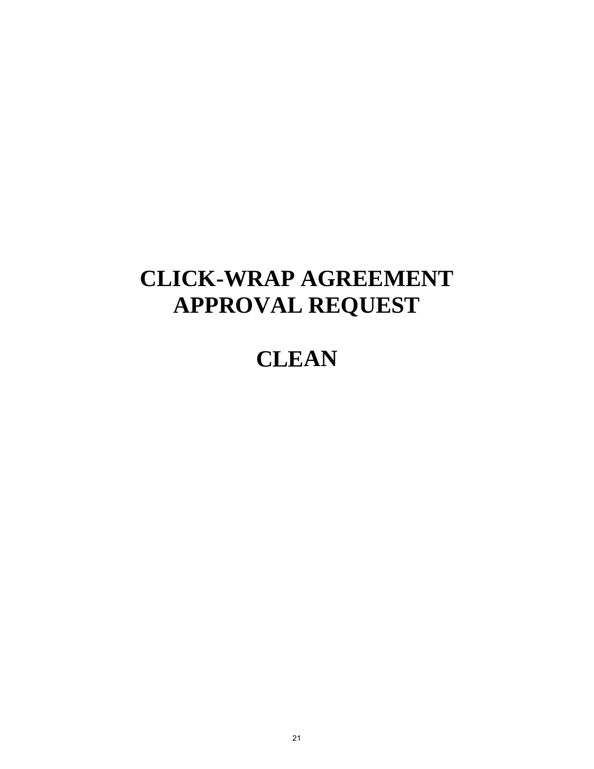# CLICK-WRAP AGREEMENT APPROVAL REQUEST

# CLEAN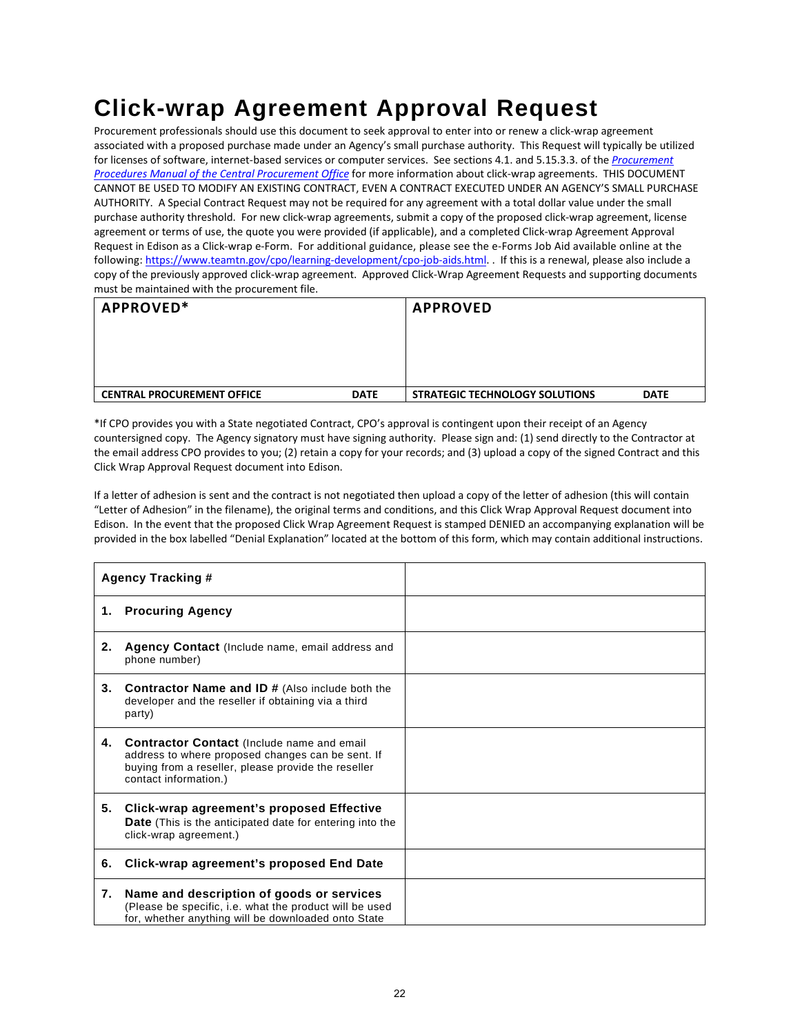# Click-wrap Agreement Approval Request

Procurement professionals should use this document to seek approval to enter into or renew a click-wrap agreement associated with a proposed purchase made under an Agency's small purchase authority. This Request will typically be utilized for licenses of software, internet-based services or computer services. See sections 4.1. and 5.15.3.3. of the *Procurement Procedures Manual of the Central Procurement Office* for more information about click-wrap agreements. THIS DOCUMENT CANNOT BE USED TO MODIFY AN EXISTING CONTRACT, EVEN A CONTRACT EXECUTED UNDER AN AGENCY'S SMALL PURCHASE AUTHORITY. A Special Contract Request may not be required for any agreement with a total dollar value under the small purchase authority threshold. For new click-wrap agreements, submit a copy of the proposed click-wrap agreement, license agreement or terms of use, the quote you were provided (if applicable), and a completed Click-wrap Agreement Approval Request in Edison as a Click-wrap e-Form. For additional guidance, please see the e-Forms Job Aid available online at the following: https://www.teamtn.gov/cpo/learning-development/cpo-job-aids.html. . If this is a renewal, please also include a copy of the previously approved click-wrap agreement. Approved Click-Wrap Agreement Requests and supporting documents must be maintained with the procurement file.

| **APPROVED*** | | **APPROVED** | |
|---|---|---|---|
| | | | |
| **CENTRAL PROCUREMENT OFFICE** | **DATE** | **STRATEGIC TECHNOLOGY SOLUTIONS** | **DATE** |

*If CPO provides you with a State negotiated Contract, CPO's approval is contingent upon their receipt of an Agency countersigned copy. The Agency signatory must have signing authority. Please sign and: (1) send directly to the Contractor at the email address CPO provides to you; (2) retain a copy for your records; and (3) upload a copy of the signed Contract and this Click Wrap Approval Request document into Edison.

If a letter of adhesion is sent and the contract is not negotiated then upload a copy of the letter of adhesion (this will contain "Letter of Adhesion" in the filename), the original terms and conditions, and this Click Wrap Approval Request document into Edison. In the event that the proposed Click Wrap Agreement Request is stamped DENIED an accompanying explanation will be provided in the box labelled "Denial Explanation" located at the bottom of this form, which may contain additional instructions.

| **Agency Tracking #** | |
|---|---|
| **1. Procuring Agency** | |
| **2. Agency Contact** (Include name, email address and phone number) | |
| **3. Contractor Name and ID #** (Also include both the developer and the reseller if obtaining via a third party) | |
| **4. Contractor Contact** (Include name and email address to where proposed changes can be sent. If buying from a reseller, please provide the reseller contact information.) | |
| **5. Click-wrap agreement's proposed Effective Date** (This is the anticipated date for entering into the click-wrap agreement.) | |
| **6. Click-wrap agreement's proposed End Date** | |
| **7. Name and description of goods or services** (Please be specific, i.e. what the product will be used for, whether anything will be downloaded onto State | |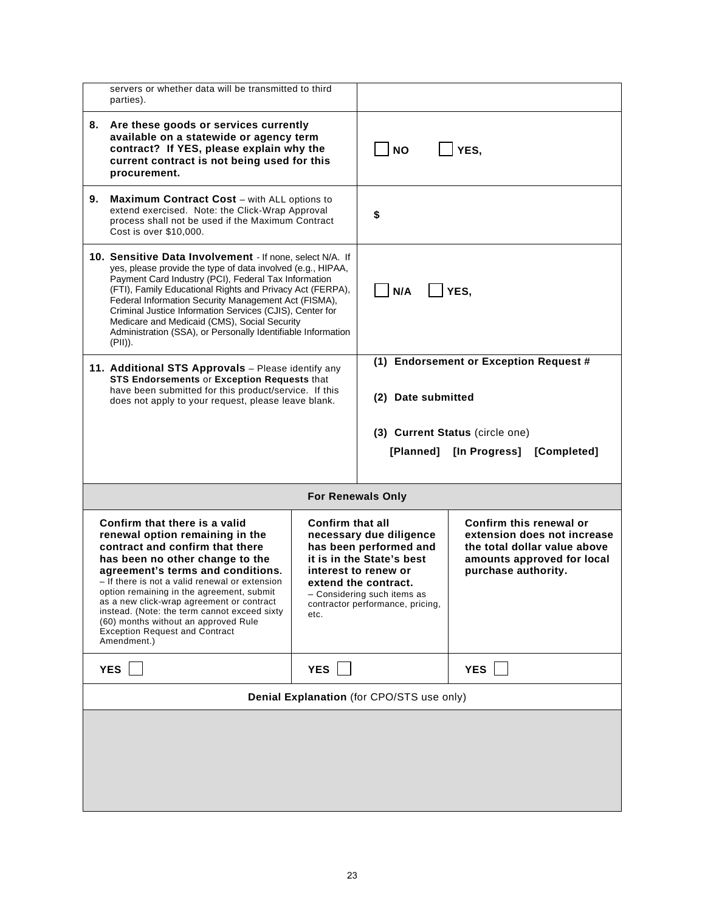| | |
|---|---|
| servers or whether data will be transmitted to third parties). | |
| **8. Are these goods or services currently available on a statewide or agency term contract? If YES, please explain why the current contract is not being used for this procurement.** | ☐ **NO** ☐ **YES,** |
| **9. Maximum Contract Cost** – with ALL options to extend exercised. Note: the Click-Wrap Approval process shall not be used if the Maximum Contract Cost is over $10,000. | **$** |
| **10. Sensitive Data Involvement** - If none, select N/A. If yes, please provide the type of data involved (e.g., HIPAA, Payment Card Industry (PCI), Federal Tax Information (FTI), Family Educational Rights and Privacy Act (FERPA), Federal Information Security Management Act (FISMA), Criminal Justice Information Services (CJIS), Center for Medicare and Medicaid (CMS), Social Security Administration (SSA), or Personally Identifiable Information (PII)). | ☐ **N/A** ☐ **YES,** |
| **11. Additional STS Approvals** – Please identify any **STS Endorsements** or **Exception Requests** that have been submitted for this product/service. If this does not apply to your request, please leave blank. | **(1) Endorsement or Exception Request #**<br><br>**(2) Date submitted**<br><br>**(3) Current Status** (circle one)<br>**[Planned] [In Progress] [Completed]** |

**For Renewals Only**

| **Confirm that there is a valid renewal option remaining in the contract and confirm that there has been no other change to the agreement's terms and conditions.** – If there is not a valid renewal or extension option remaining in the agreement, submit as a new click-wrap agreement or contract instead. (Note: the term cannot exceed sixty (60) months without an approved Rule Exception Request and Contract Amendment.) | **Confirm that all necessary due diligence has been performed and it is in the State's best interest to renew or extend the contract.** – Considering such items as contractor performance, pricing, etc. | **Confirm this renewal or extension does not increase the total dollar value above amounts approved for local purchase authority.** |
|---|---|---|
| **YES** ☐ | **YES** ☐ | **YES** ☐ |

**Denial Explanation** (for CPO/STS use only)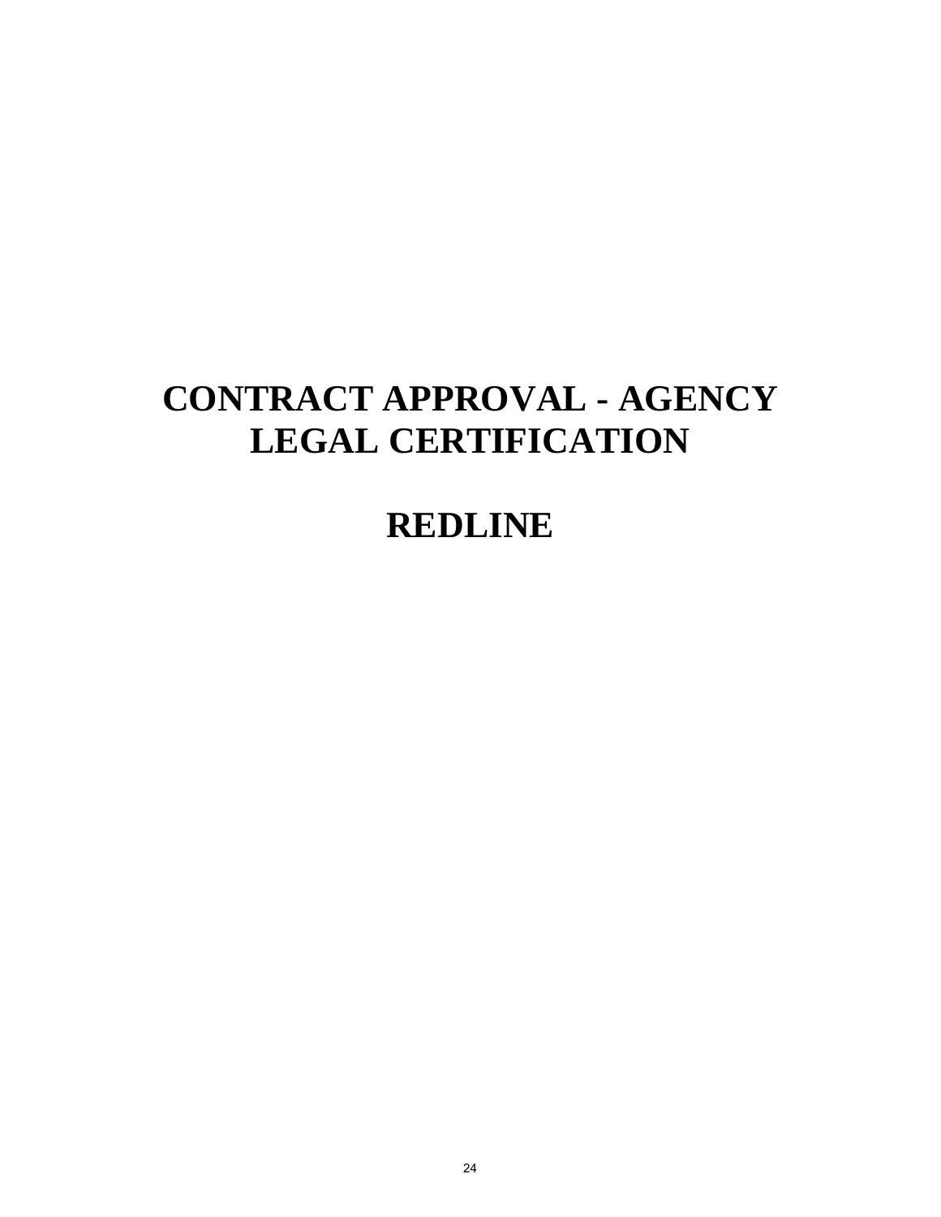# CONTRACT APPROVAL - AGENCY LEGAL CERTIFICATION

# REDLINE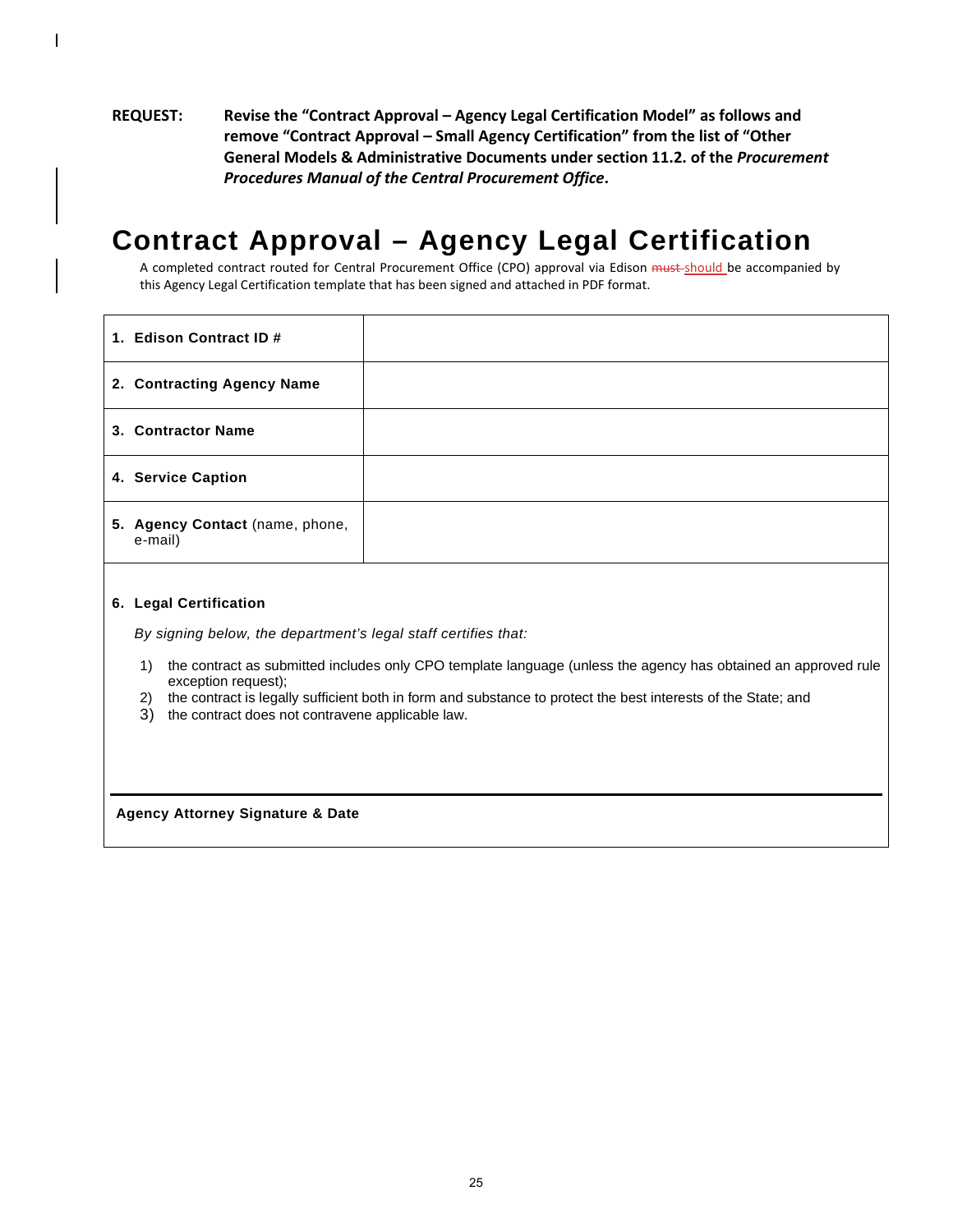**REQUEST:** **Revise the "Contract Approval – Agency Legal Certification Model" as follows and remove "Contract Approval – Small Agency Certification" from the list of "Other General Models & Administrative Documents under section 11.2. of the *Procurement Procedures Manual of the Central Procurement Office*.**

# Contract Approval – Agency Legal Certification

A completed contract routed for Central Procurement Office (CPO) approval via Edison ~~must~~ should be accompanied by this Agency Legal Certification template that has been signed and attached in PDF format.

| | |
|---|---|
| **1. Edison Contract ID #** | |
| **2. Contracting Agency Name** | |
| **3. Contractor Name** | |
| **4. Service Caption** | |
| **5. Agency Contact** (name, phone, e-mail) | |

**6. Legal Certification**

*By signing below, the department's legal staff certifies that:*

1) the contract as submitted includes only CPO template language (unless the agency has obtained an approved rule exception request);
2) the contract is legally sufficient both in form and substance to protect the best interests of the State; and
3) the contract does not contravene applicable law.

**Agency Attorney Signature & Date**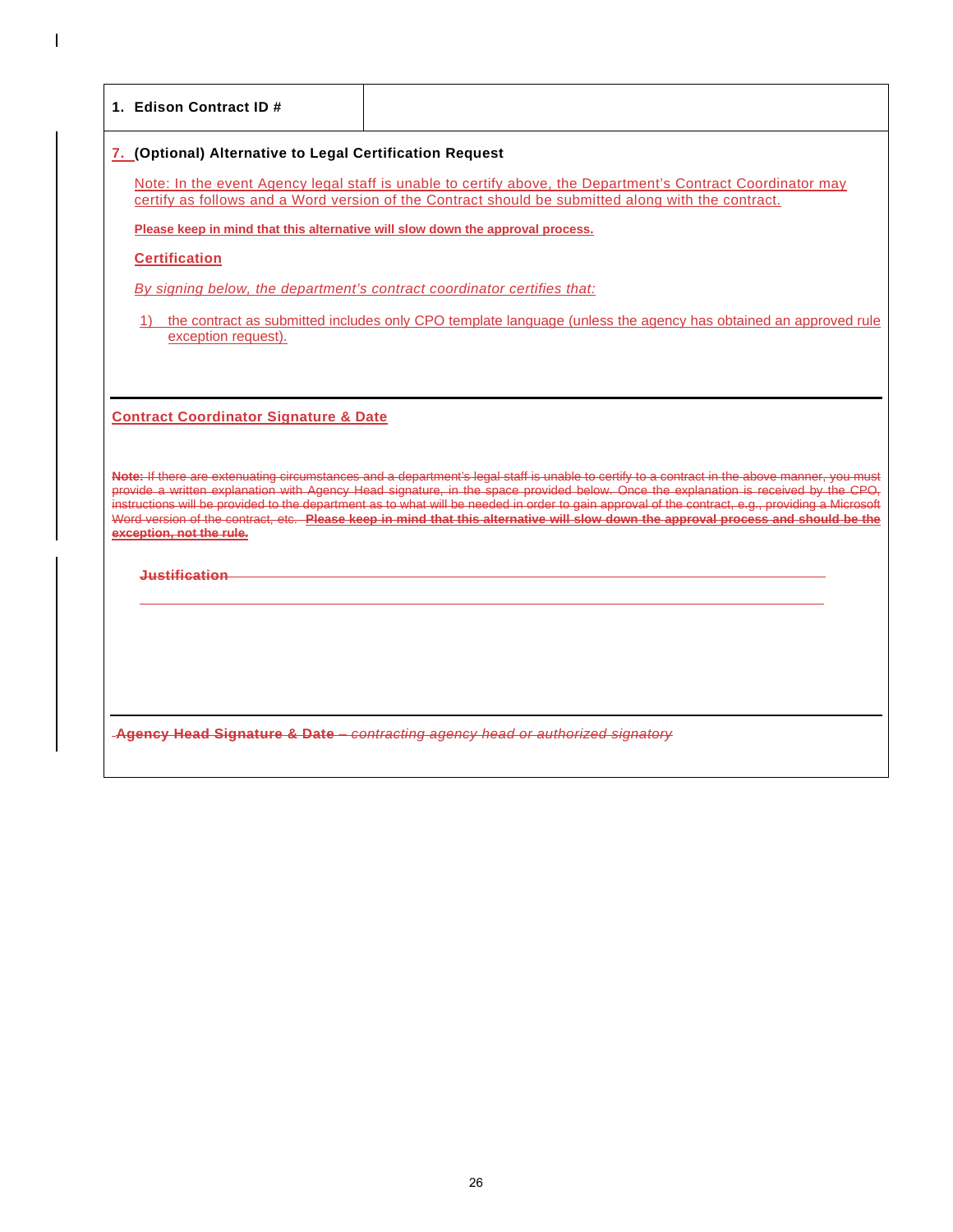| 1. Edison Contract ID # | |
|---|---|

**7. (Optional) Alternative to Legal Certification Request**

Note: In the event Agency legal staff is unable to certify above, the Department's Contract Coordinator may certify as follows and a Word version of the Contract should be submitted along with the contract.

**Please keep in mind that this alternative will slow down the approval process.**

**Certification**

*By signing below, the department's contract coordinator certifies that:*

1) the contract as submitted includes only CPO template language (unless the agency has obtained an approved rule exception request).

---

**Contract Coordinator Signature & Date**

~~**Note:** If there are extenuating circumstances and a department's legal staff is unable to certify to a contract in the above manner, you must provide a written explanation with Agency Head signature, in the space provided below. Once the explanation is received by the CPO, instructions will be provided to the department as to what will be needed in order to gain approval of the contract, e.g., providing a Microsoft Word version of the contract, etc. **Please keep in mind that this alternative will slow down the approval process and should be the exception, not the rule.**~~

~~**Justification**~~

---

~~**Agency Head Signature & Date** – *contracting agency head or authorized signatory*~~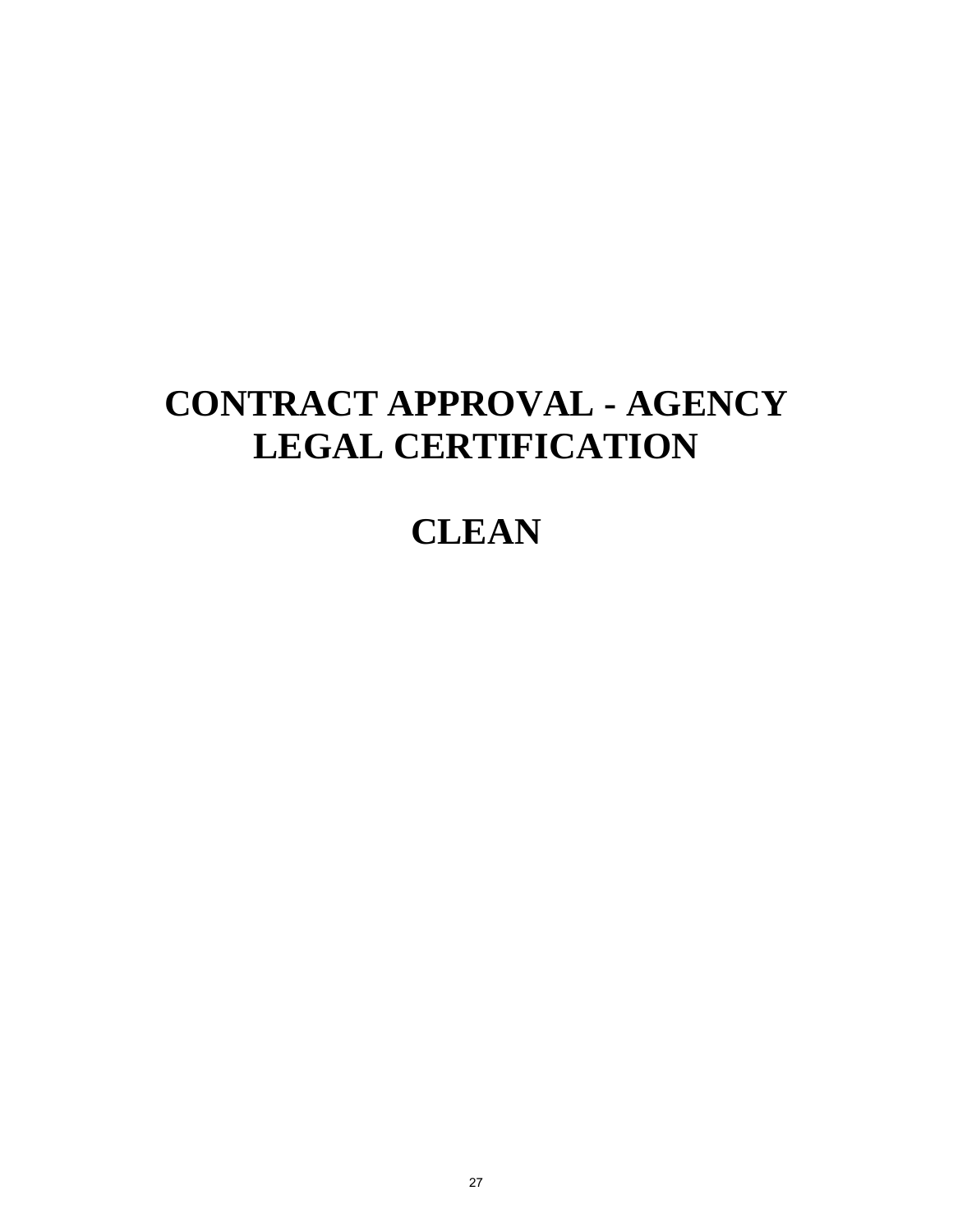# CONTRACT APPROVAL - AGENCY LEGAL CERTIFICATION

# CLEAN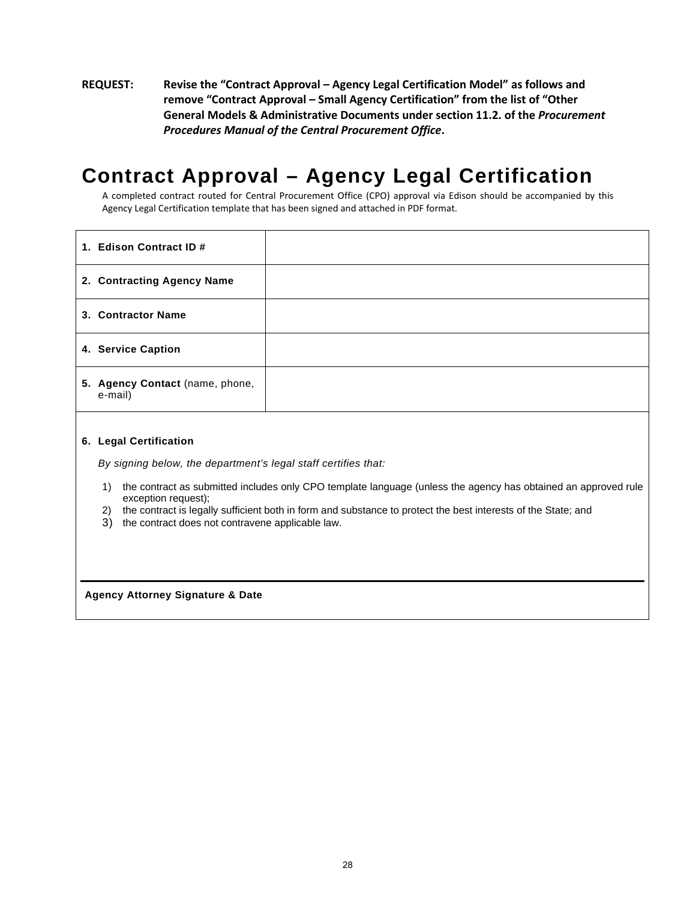**REQUEST:** **Revise the "Contract Approval – Agency Legal Certification Model" as follows and remove "Contract Approval – Small Agency Certification" from the list of "Other General Models & Administrative Documents under section 11.2. of the *Procurement Procedures Manual of the Central Procurement Office*.**

# Contract Approval – Agency Legal Certification

A completed contract routed for Central Procurement Office (CPO) approval via Edison should be accompanied by this Agency Legal Certification template that has been signed and attached in PDF format.

| | |
|---|---|
| **1. Edison Contract ID #** | |
| **2. Contracting Agency Name** | |
| **3. Contractor Name** | |
| **4. Service Caption** | |
| **5. Agency Contact** (name, phone, e-mail) | |

**6. Legal Certification**

*By signing below, the department's legal staff certifies that:*

1) the contract as submitted includes only CPO template language (unless the agency has obtained an approved rule exception request);
2) the contract is legally sufficient both in form and substance to protect the best interests of the State; and
3) the contract does not contravene applicable law.

______________________________________________

**Agency Attorney Signature & Date**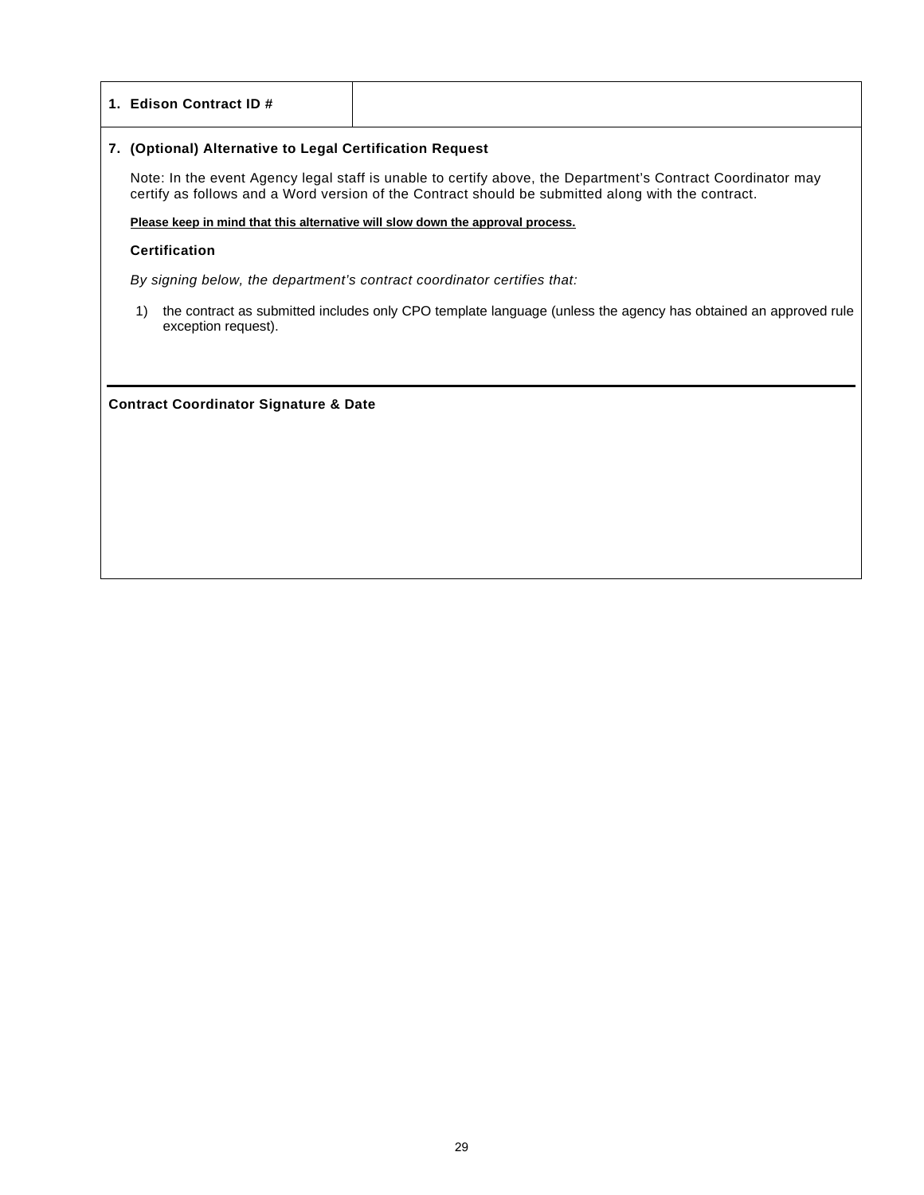| 1. Edison Contract ID # | |
|---|---|

**7. (Optional) Alternative to Legal Certification Request**

Note: In the event Agency legal staff is unable to certify above, the Department's Contract Coordinator may certify as follows and a Word version of the Contract should be submitted along with the contract.

**Please keep in mind that this alternative will slow down the approval process.**

**Certification**

*By signing below, the department's contract coordinator certifies that:*

1) the contract as submitted includes only CPO template language (unless the agency has obtained an approved rule exception request).

---

**Contract Coordinator Signature & Date**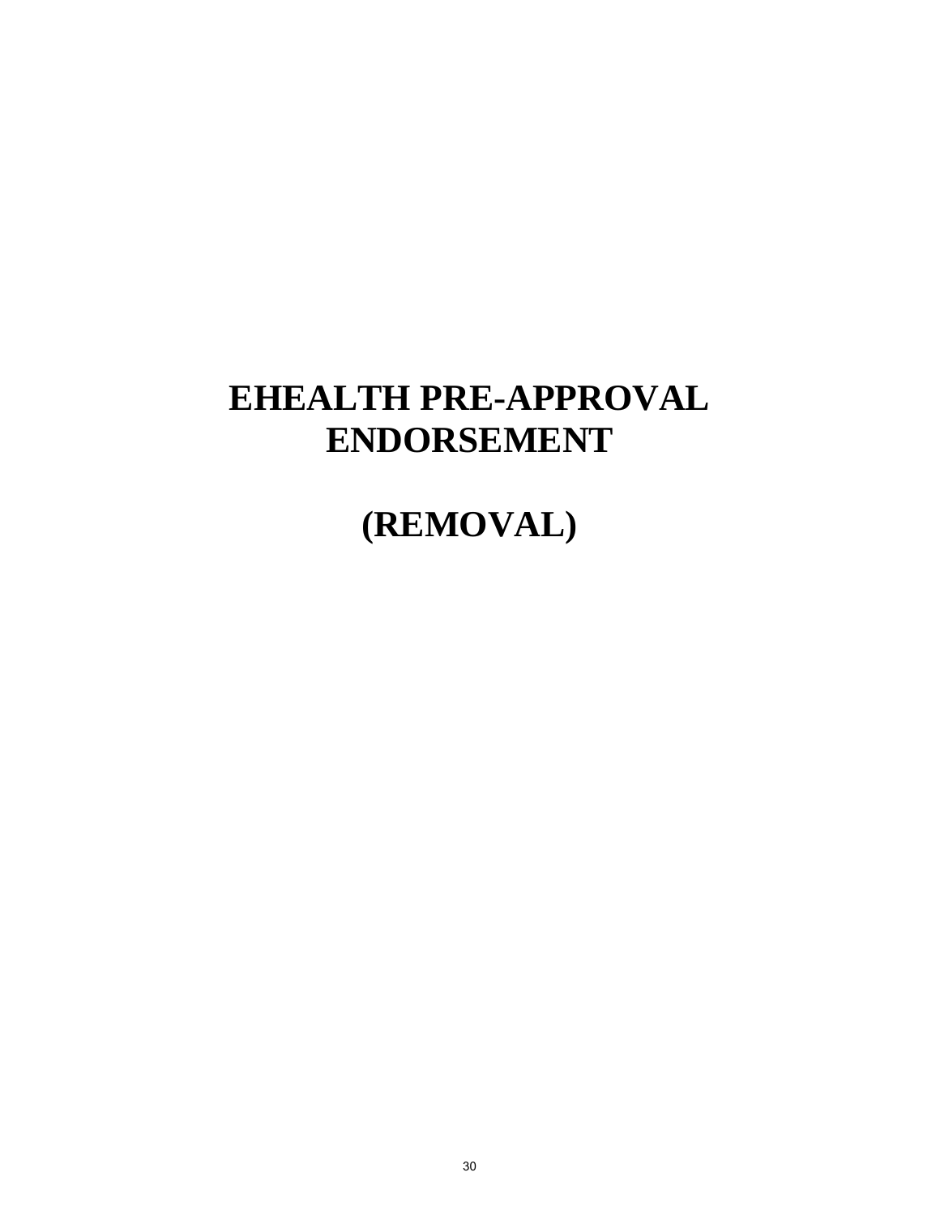# EHEALTH PRE-APPROVAL ENDORSEMENT

# (REMOVAL)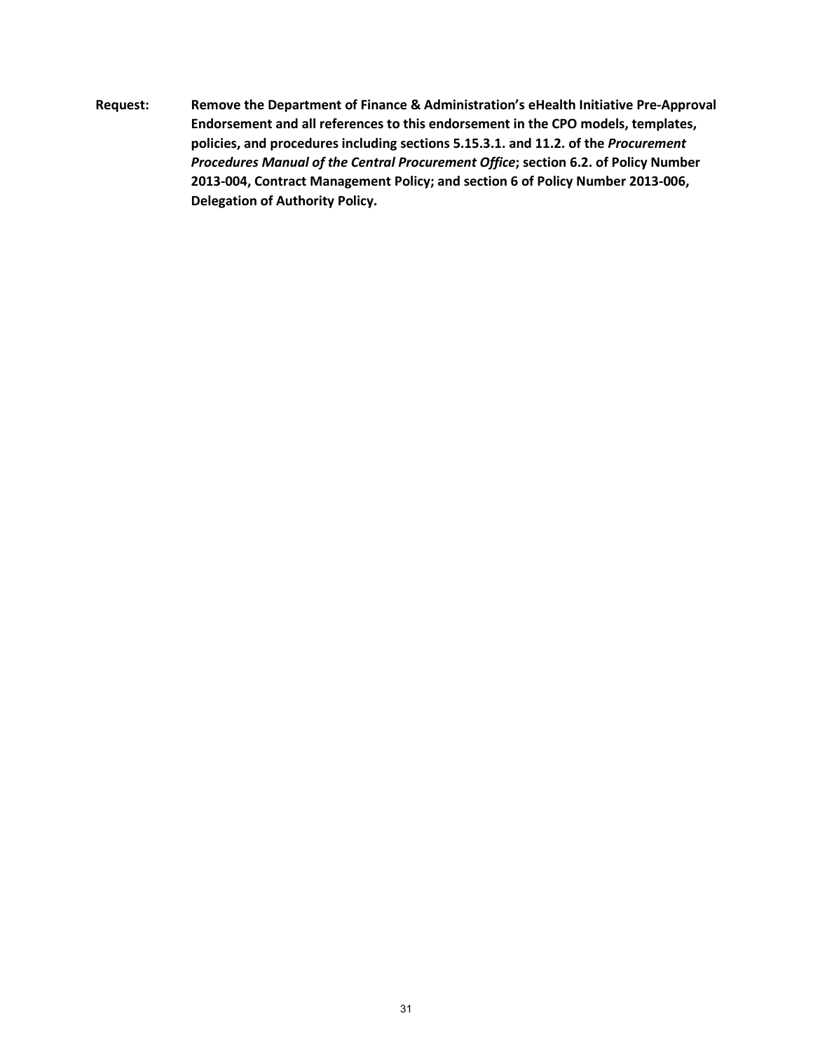**Request:** **Remove the Department of Finance & Administration's eHealth Initiative Pre-Approval Endorsement and all references to this endorsement in the CPO models, templates, policies, and procedures including sections 5.15.3.1. and 11.2. of the *Procurement Procedures Manual of the Central Procurement Office*; section 6.2. of Policy Number 2013-004, Contract Management Policy; and section 6 of Policy Number 2013-006, Delegation of Authority Policy.**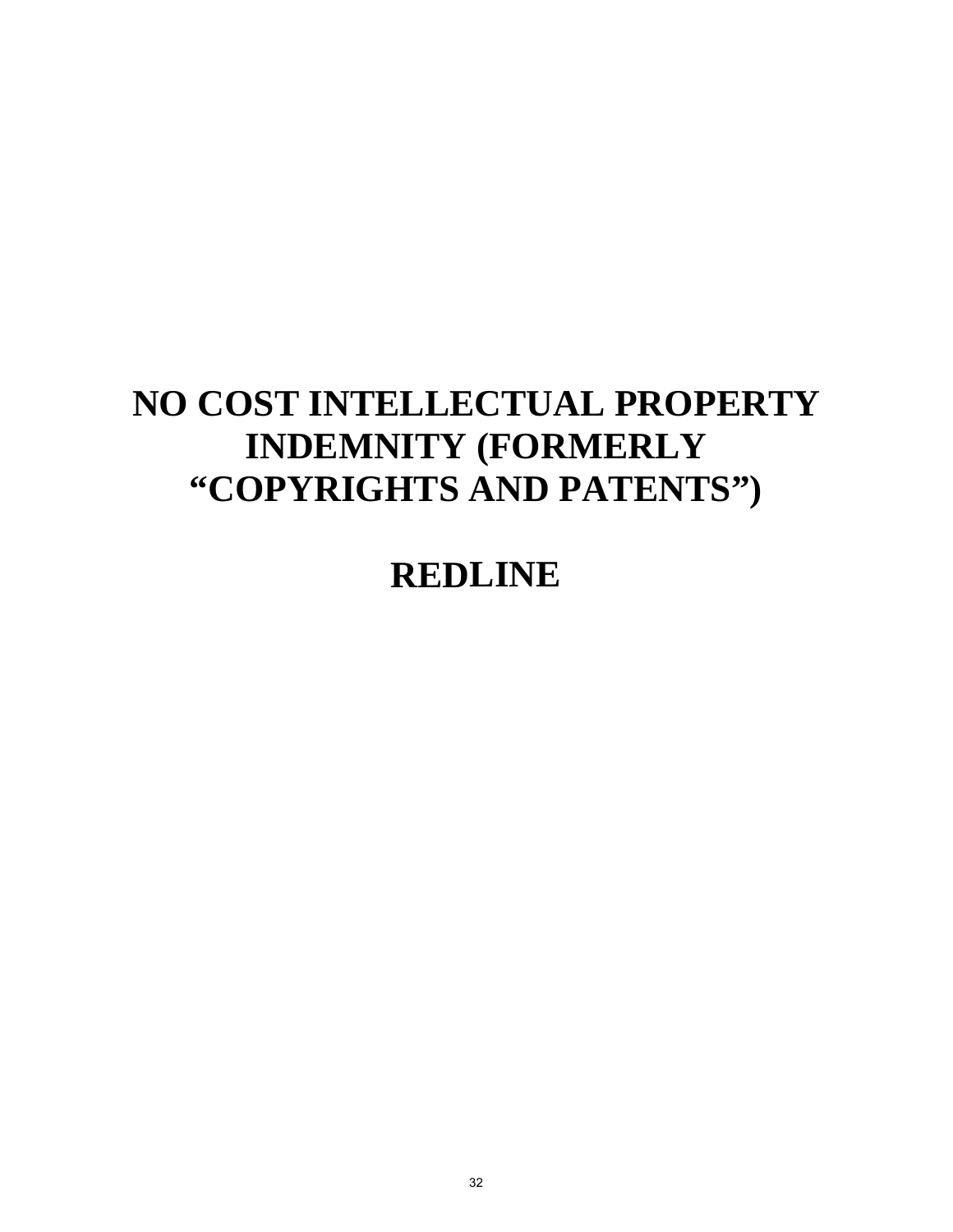# NO COST INTELLECTUAL PROPERTY INDEMNITY (FORMERLY "COPYRIGHTS AND PATENTS")

# REDLINE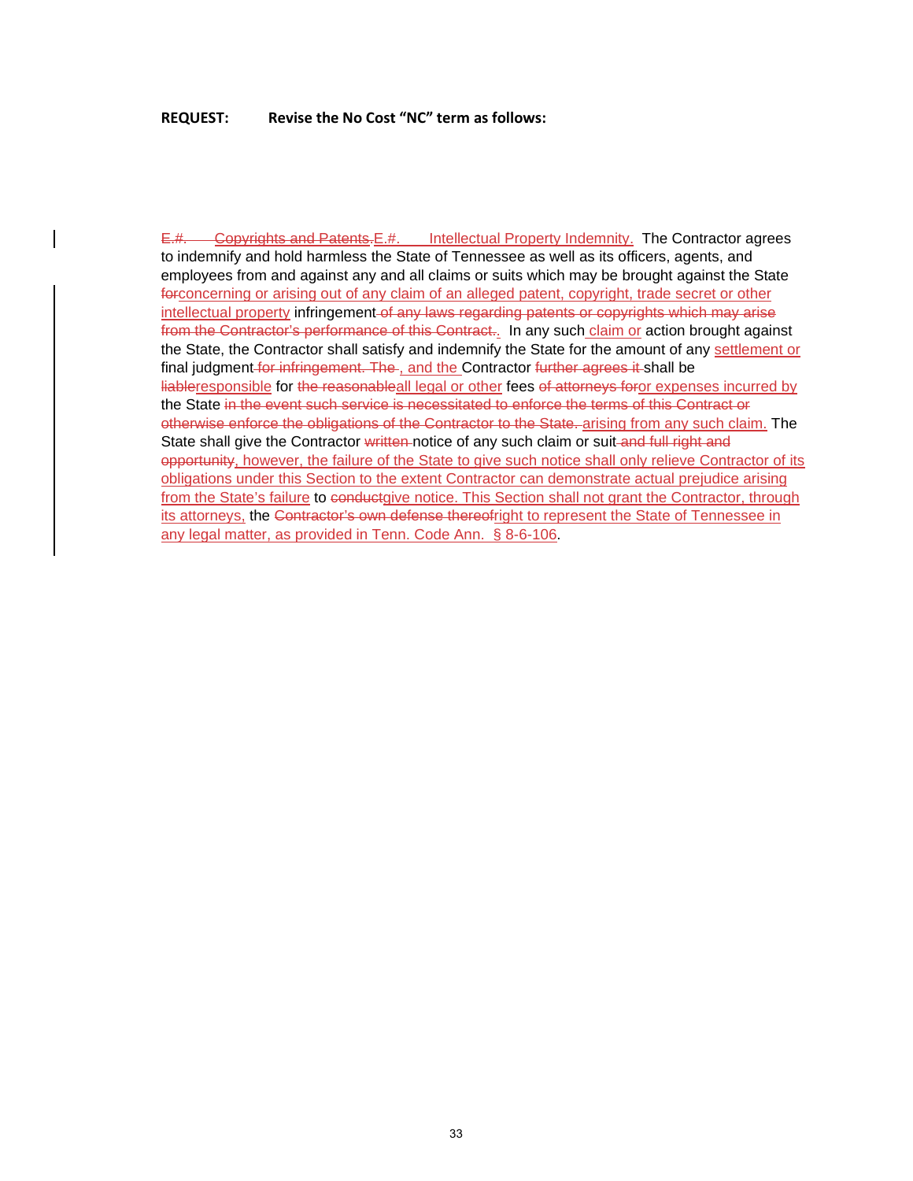**REQUEST: Revise the No Cost "NC" term as follows:**

~~E.#. Copyrights and Patents.~~<u>E.#. Intellectual Property Indemnity.</u> The Contractor agrees to indemnify and hold harmless the State of Tennessee as well as its officers, agents, and employees from and against any and all claims or suits which may be brought against the State ~~for~~<u>concerning or arising out of any claim of an alleged patent, copyright, trade secret or other intellectual property</u> infringement ~~of any laws regarding patents or copyrights which may arise from the Contractor's performance of this Contract.~~<u>.</u> In any such <u>claim or</u> action brought against the State, the Contractor shall satisfy and indemnify the State for the amount of any <u>settlement or</u> final judgment ~~for infringement. The~~<u>, and the</u> Contractor ~~further agrees it~~ shall be ~~liable~~<u>responsible</u> for ~~the reasonable~~<u>all legal or other</u> fees ~~of attorneys for~~<u>or expenses incurred by</u> the State ~~in the event such service is necessitated to enforce the terms of this Contract or otherwise enforce the obligations of the Contractor to the State.~~ <u>arising from any such claim.</u> The State shall give the Contractor ~~written~~ notice of any such claim or suit ~~and full right and opportunity~~<u>, however, the failure of the State to give such notice shall only relieve Contractor of its obligations under this Section to the extent Contractor can demonstrate actual prejudice arising from the State's failure</u> to ~~conduct~~<u>give notice. This Section shall not grant the Contractor, through its attorneys,</u> the ~~Contractor's own defense thereof~~<u>right to represent the State of Tennessee in any legal matter, as provided in Tenn. Code Ann. § 8-6-106</u>.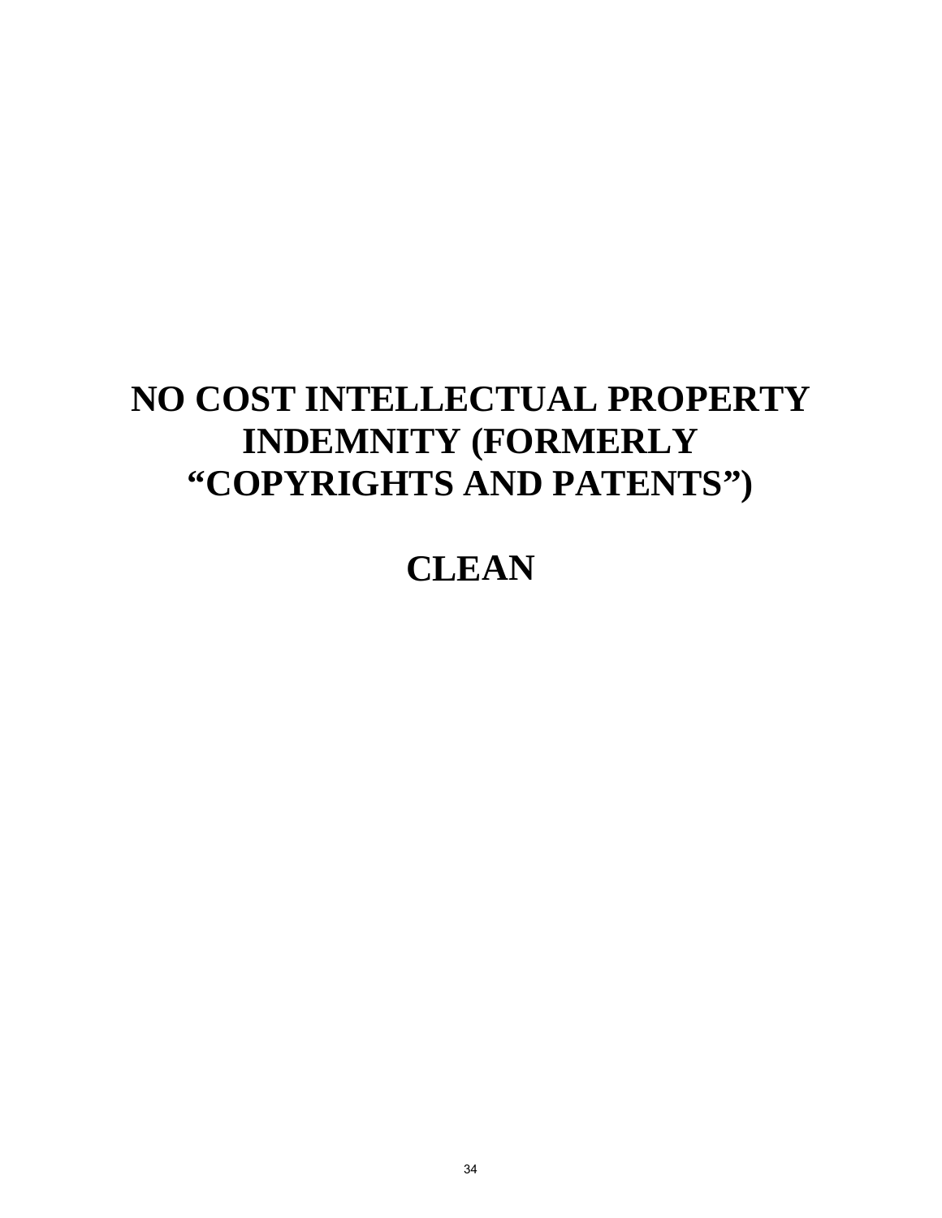# NO COST INTELLECTUAL PROPERTY INDEMNITY (FORMERLY "COPYRIGHTS AND PATENTS")

# CLEAN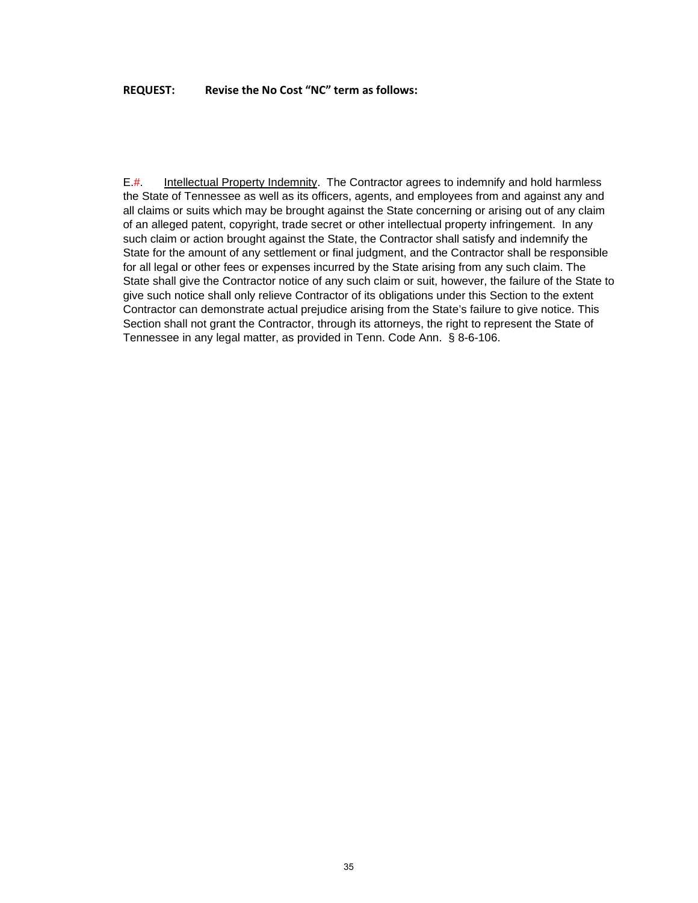**REQUEST: Revise the No Cost "NC" term as follows:**

E.#. Intellectual Property Indemnity. The Contractor agrees to indemnify and hold harmless the State of Tennessee as well as its officers, agents, and employees from and against any and all claims or suits which may be brought against the State concerning or arising out of any claim of an alleged patent, copyright, trade secret or other intellectual property infringement. In any such claim or action brought against the State, the Contractor shall satisfy and indemnify the State for the amount of any settlement or final judgment, and the Contractor shall be responsible for all legal or other fees or expenses incurred by the State arising from any such claim. The State shall give the Contractor notice of any such claim or suit, however, the failure of the State to give such notice shall only relieve Contractor of its obligations under this Section to the extent Contractor can demonstrate actual prejudice arising from the State's failure to give notice. This Section shall not grant the Contractor, through its attorneys, the right to represent the State of Tennessee in any legal matter, as provided in Tenn. Code Ann. § 8-6-106.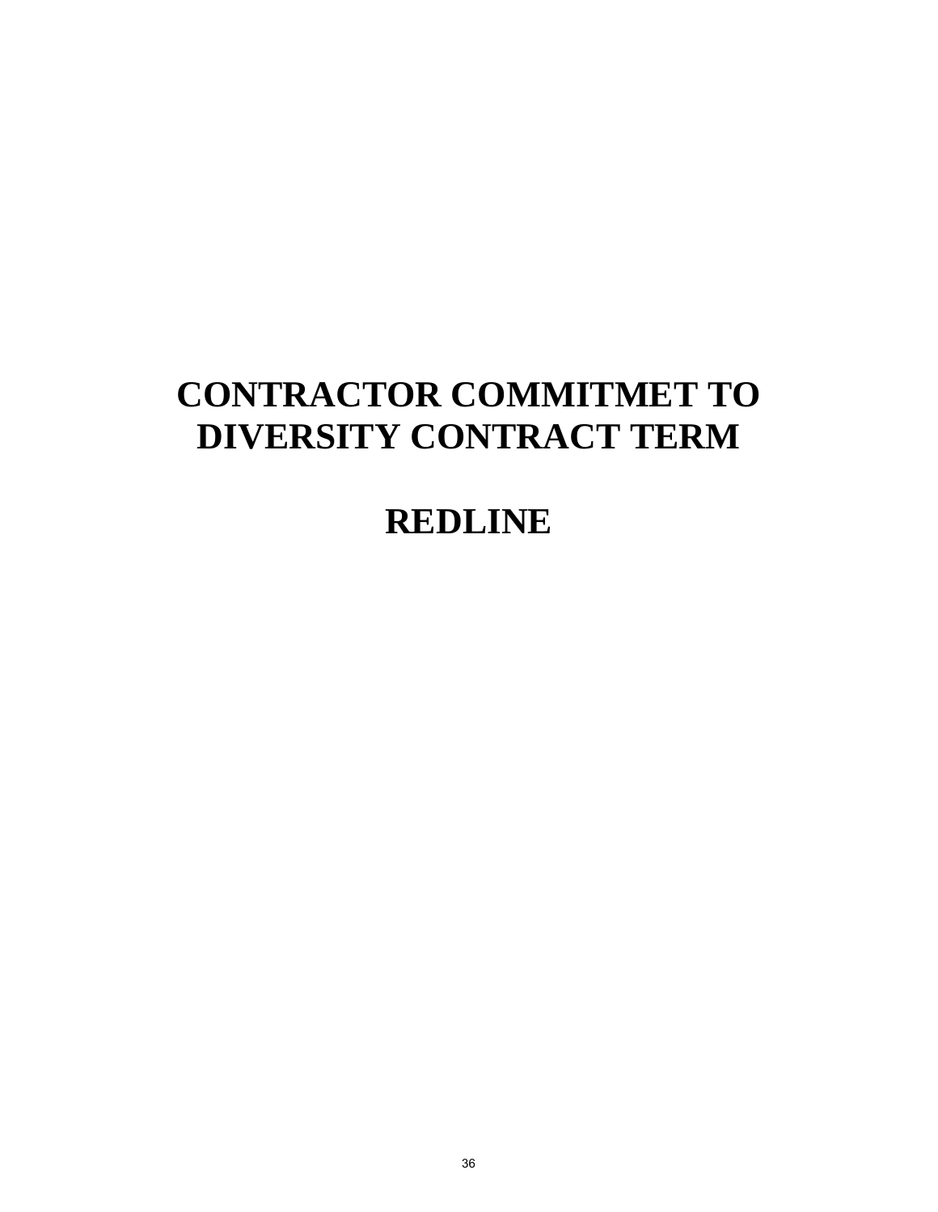# CONTRACTOR COMMITMET TO DIVERSITY CONTRACT TERM

# REDLINE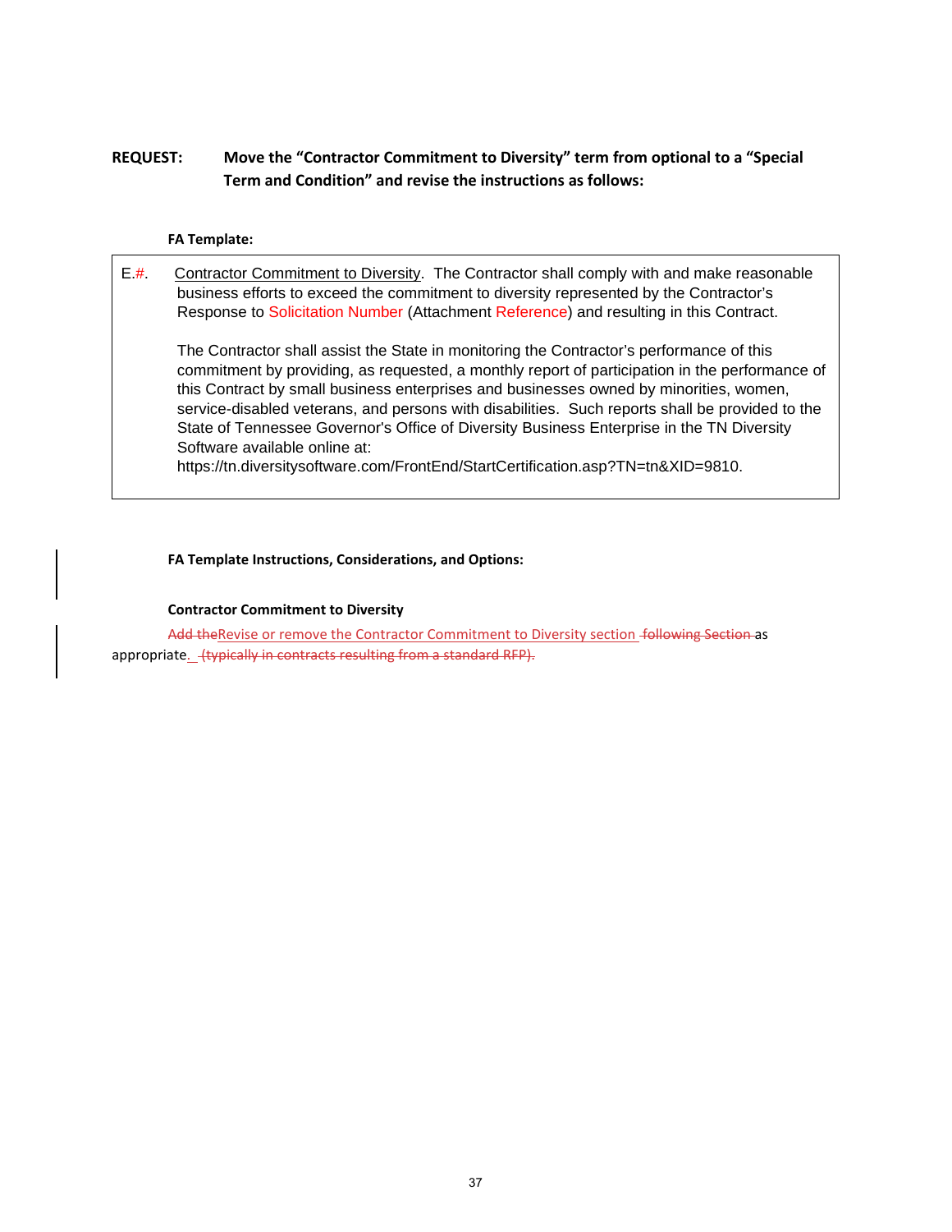**REQUEST:** **Move the "Contractor Commitment to Diversity" term from optional to a "Special Term and Condition" and revise the instructions as follows:**

**FA Template:**

E.#. Contractor Commitment to Diversity. The Contractor shall comply with and make reasonable business efforts to exceed the commitment to diversity represented by the Contractor's Response to Solicitation Number (Attachment Reference) and resulting in this Contract.

The Contractor shall assist the State in monitoring the Contractor's performance of this commitment by providing, as requested, a monthly report of participation in the performance of this Contract by small business enterprises and businesses owned by minorities, women, service-disabled veterans, and persons with disabilities. Such reports shall be provided to the State of Tennessee Governor's Office of Diversity Business Enterprise in the TN Diversity Software available online at: https://tn.diversitysoftware.com/FrontEnd/StartCertification.asp?TN=tn&XID=9810.

**FA Template Instructions, Considerations, and Options:**

**Contractor Commitment to Diversity**

~~Add the~~Revise or remove the Contractor Commitment to Diversity section ~~following Section~~ as appropriate. ~~(typically in contracts resulting from a standard RFP).~~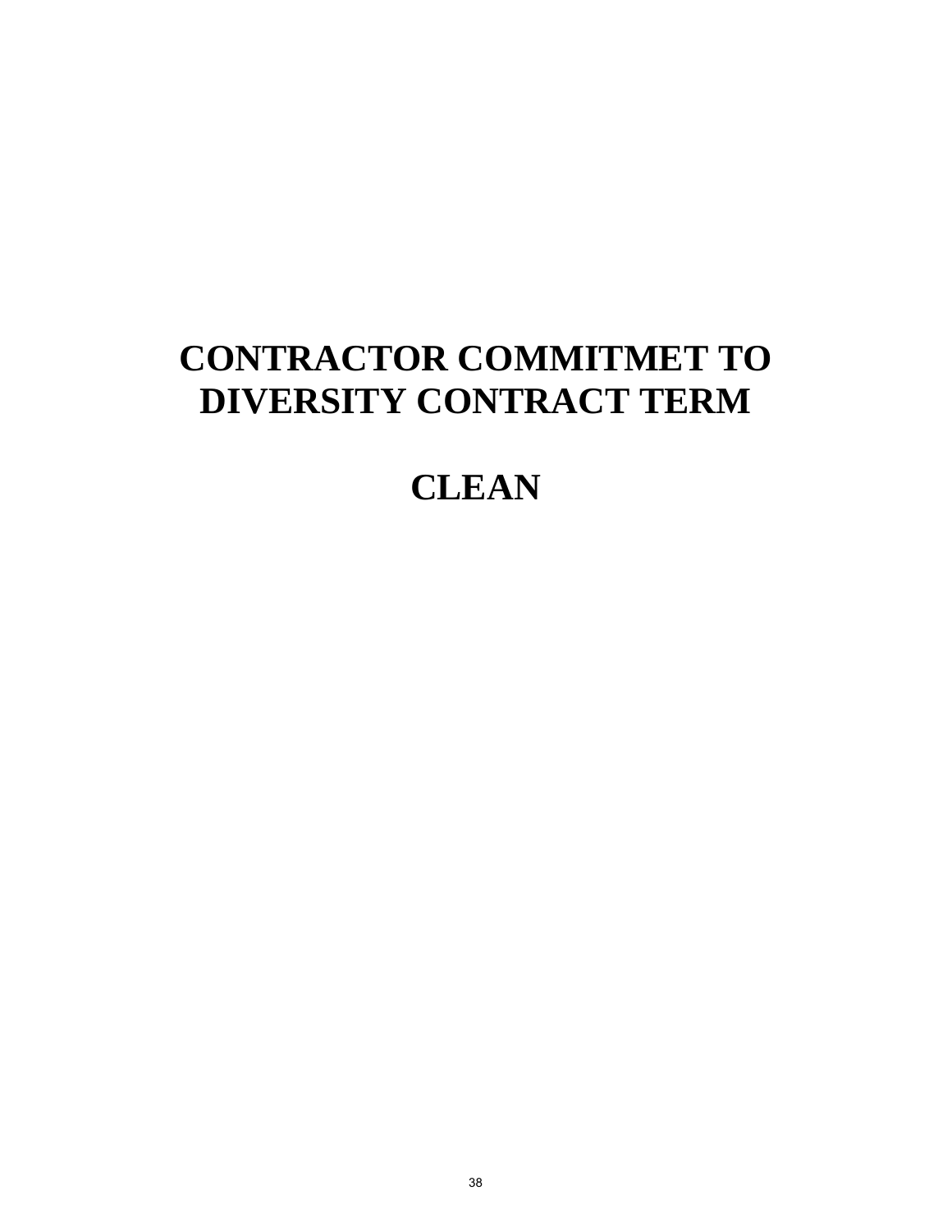# CONTRACTOR COMMITMET TO DIVERSITY CONTRACT TERM

# CLEAN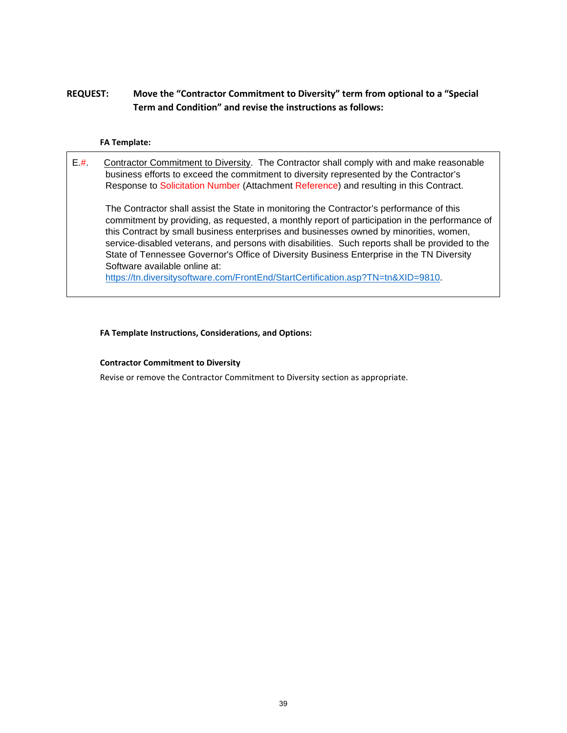**REQUEST:** **Move the "Contractor Commitment to Diversity" term from optional to a "Special Term and Condition" and revise the instructions as follows:**

**FA Template:**

> E.#. Contractor Commitment to Diversity. The Contractor shall comply with and make reasonable business efforts to exceed the commitment to diversity represented by the Contractor's Response to Solicitation Number (Attachment Reference) and resulting in this Contract.
>
> The Contractor shall assist the State in monitoring the Contractor's performance of this commitment by providing, as requested, a monthly report of participation in the performance of this Contract by small business enterprises and businesses owned by minorities, women, service-disabled veterans, and persons with disabilities. Such reports shall be provided to the State of Tennessee Governor's Office of Diversity Business Enterprise in the TN Diversity Software available online at: https://tn.diversitysoftware.com/FrontEnd/StartCertification.asp?TN=tn&XID=9810.

**FA Template Instructions, Considerations, and Options:**

**Contractor Commitment to Diversity**

Revise or remove the Contractor Commitment to Diversity section as appropriate.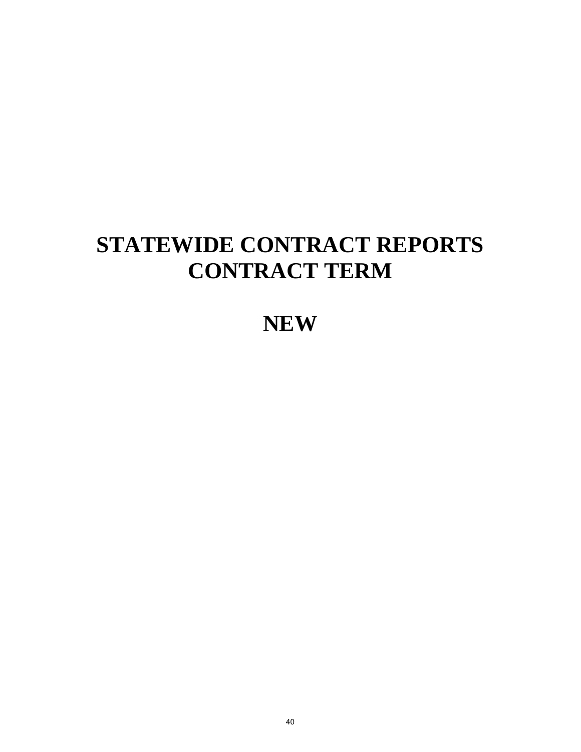# STATEWIDE CONTRACT REPORTS
# CONTRACT TERM

# NEW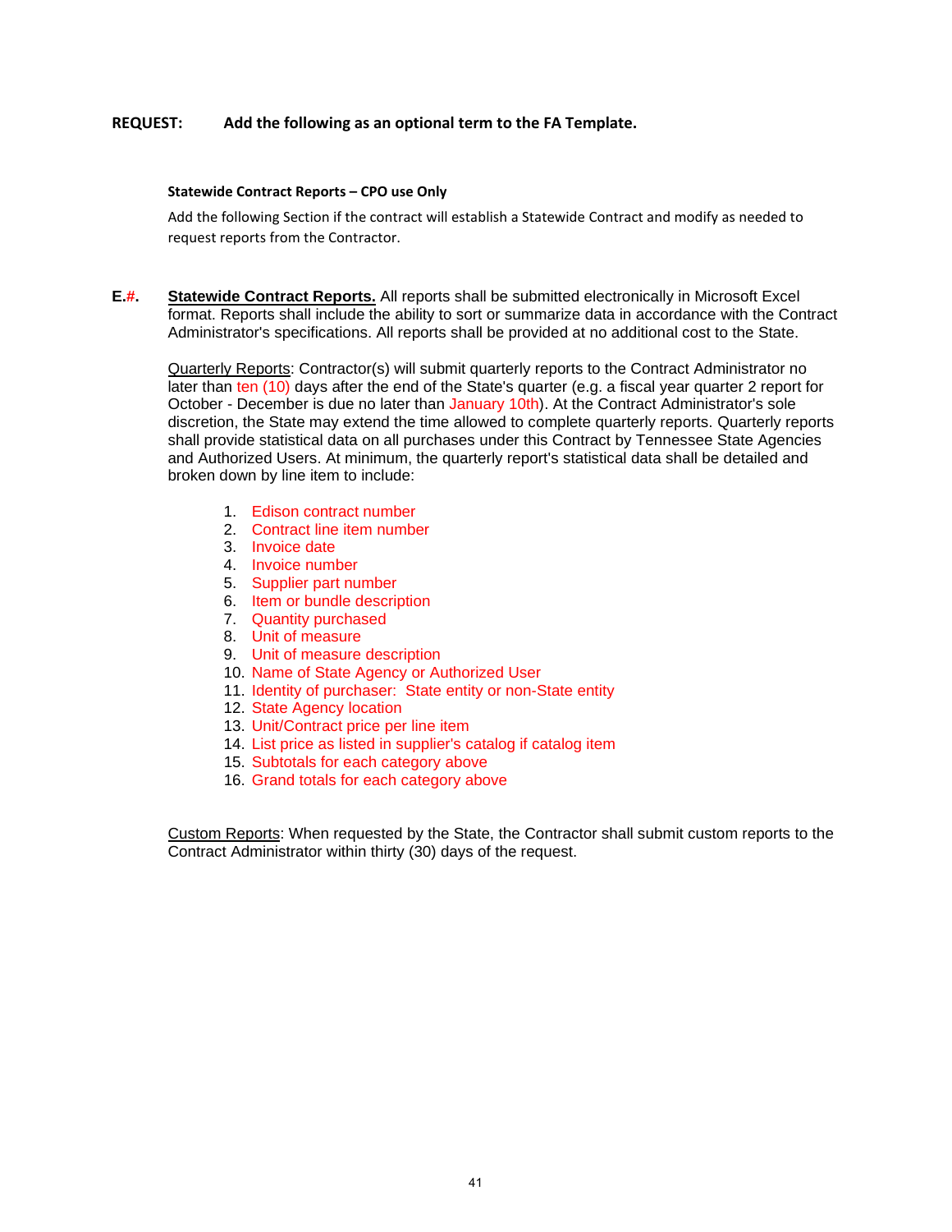**REQUEST:** **Add the following as an optional term to the FA Template.**

**Statewide Contract Reports – CPO use Only**

Add the following Section if the contract will establish a Statewide Contract and modify as needed to request reports from the Contractor.

**E.#.** **Statewide Contract Reports.** All reports shall be submitted electronically in Microsoft Excel format. Reports shall include the ability to sort or summarize data in accordance with the Contract Administrator's specifications. All reports shall be provided at no additional cost to the State.

Quarterly Reports: Contractor(s) will submit quarterly reports to the Contract Administrator no later than ten (10) days after the end of the State's quarter (e.g. a fiscal year quarter 2 report for October - December is due no later than January 10th). At the Contract Administrator's sole discretion, the State may extend the time allowed to complete quarterly reports. Quarterly reports shall provide statistical data on all purchases under this Contract by Tennessee State Agencies and Authorized Users. At minimum, the quarterly report's statistical data shall be detailed and broken down by line item to include:

1. Edison contract number
2. Contract line item number
3. Invoice date
4. Invoice number
5. Supplier part number
6. Item or bundle description
7. Quantity purchased
8. Unit of measure
9. Unit of measure description
10. Name of State Agency or Authorized User
11. Identity of purchaser: State entity or non-State entity
12. State Agency location
13. Unit/Contract price per line item
14. List price as listed in supplier's catalog if catalog item
15. Subtotals for each category above
16. Grand totals for each category above

Custom Reports: When requested by the State, the Contractor shall submit custom reports to the Contract Administrator within thirty (30) days of the request.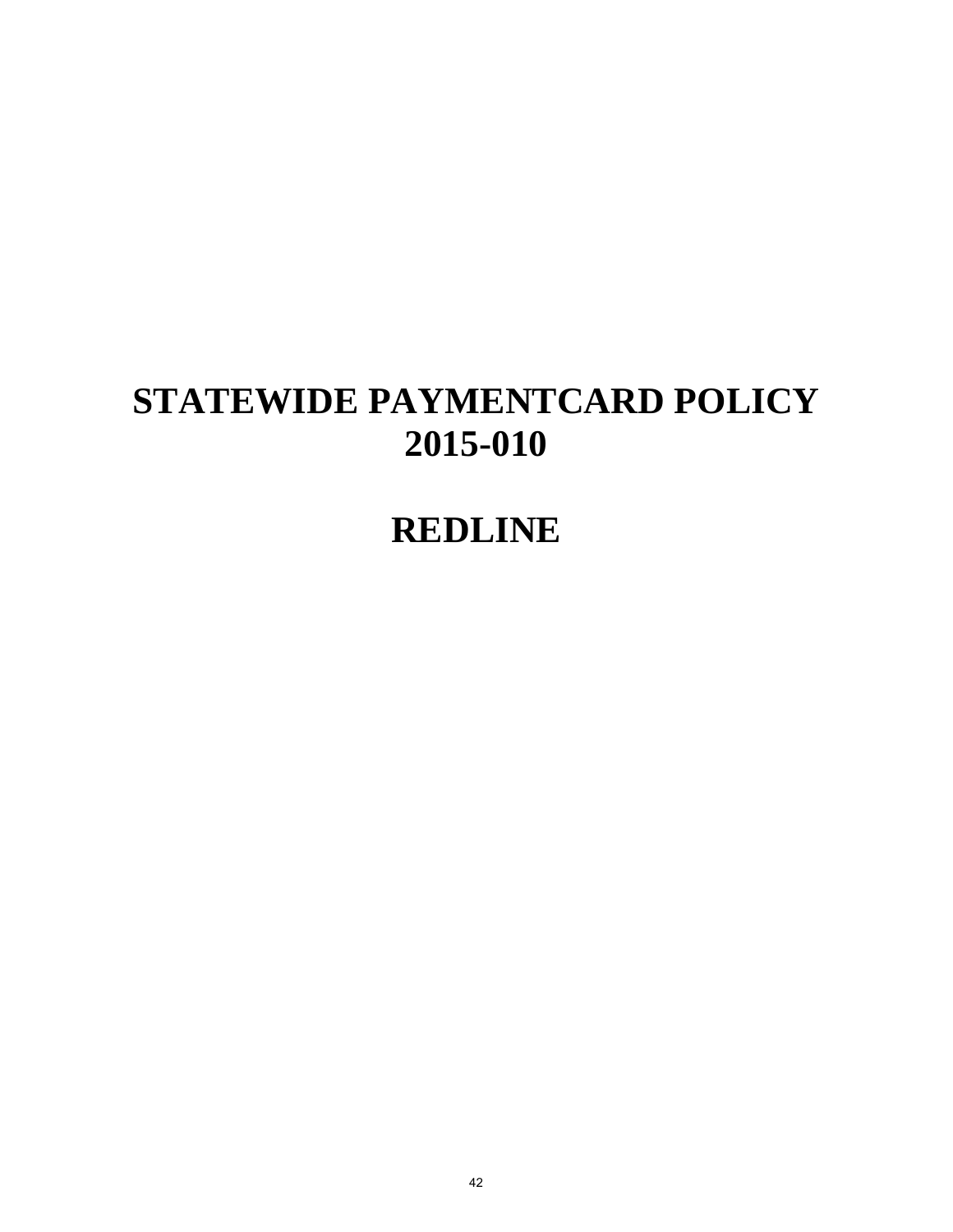# STATEWIDE PAYMENTCARD POLICY 2015-010

# REDLINE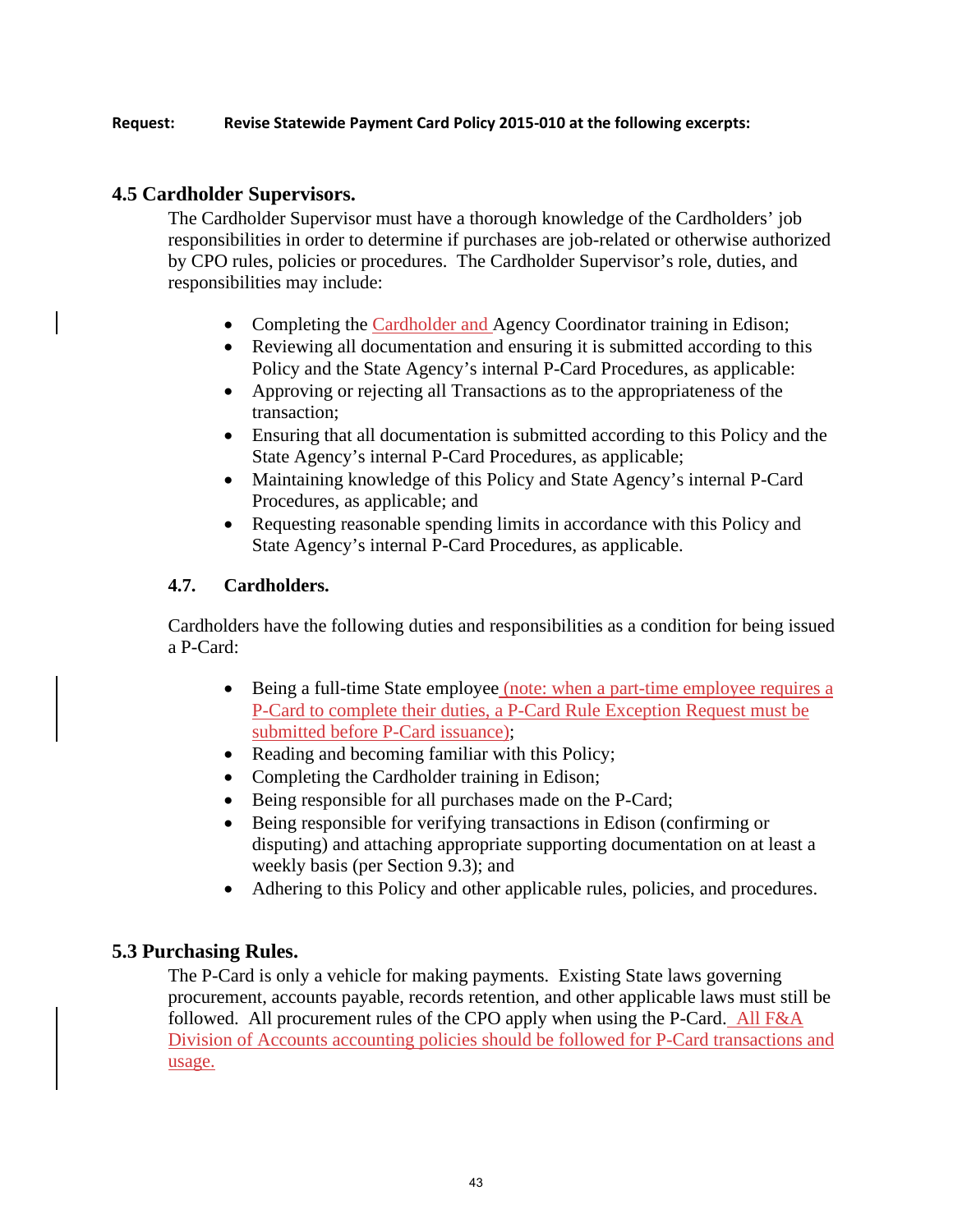**Request:** **Revise Statewide Payment Card Policy 2015-010 at the following excerpts:**

## 4.5 Cardholder Supervisors.

The Cardholder Supervisor must have a thorough knowledge of the Cardholders' job responsibilities in order to determine if purchases are job-related or otherwise authorized by CPO rules, policies or procedures. The Cardholder Supervisor's role, duties, and responsibilities may include:

- Completing the Cardholder and Agency Coordinator training in Edison;
- Reviewing all documentation and ensuring it is submitted according to this Policy and the State Agency's internal P-Card Procedures, as applicable:
- Approving or rejecting all Transactions as to the appropriateness of the transaction;
- Ensuring that all documentation is submitted according to this Policy and the State Agency's internal P-Card Procedures, as applicable;
- Maintaining knowledge of this Policy and State Agency's internal P-Card Procedures, as applicable; and
- Requesting reasonable spending limits in accordance with this Policy and State Agency's internal P-Card Procedures, as applicable.

### 4.7. Cardholders.

Cardholders have the following duties and responsibilities as a condition for being issued a P-Card:

- Being a full-time State employee (note: when a part-time employee requires a P-Card to complete their duties, a P-Card Rule Exception Request must be submitted before P-Card issuance);
- Reading and becoming familiar with this Policy;
- Completing the Cardholder training in Edison;
- Being responsible for all purchases made on the P-Card;
- Being responsible for verifying transactions in Edison (confirming or disputing) and attaching appropriate supporting documentation on at least a weekly basis (per Section 9.3); and
- Adhering to this Policy and other applicable rules, policies, and procedures.

## 5.3 Purchasing Rules.

The P-Card is only a vehicle for making payments. Existing State laws governing procurement, accounts payable, records retention, and other applicable laws must still be followed. All procurement rules of the CPO apply when using the P-Card. All F&A Division of Accounts accounting policies should be followed for P-Card transactions and usage.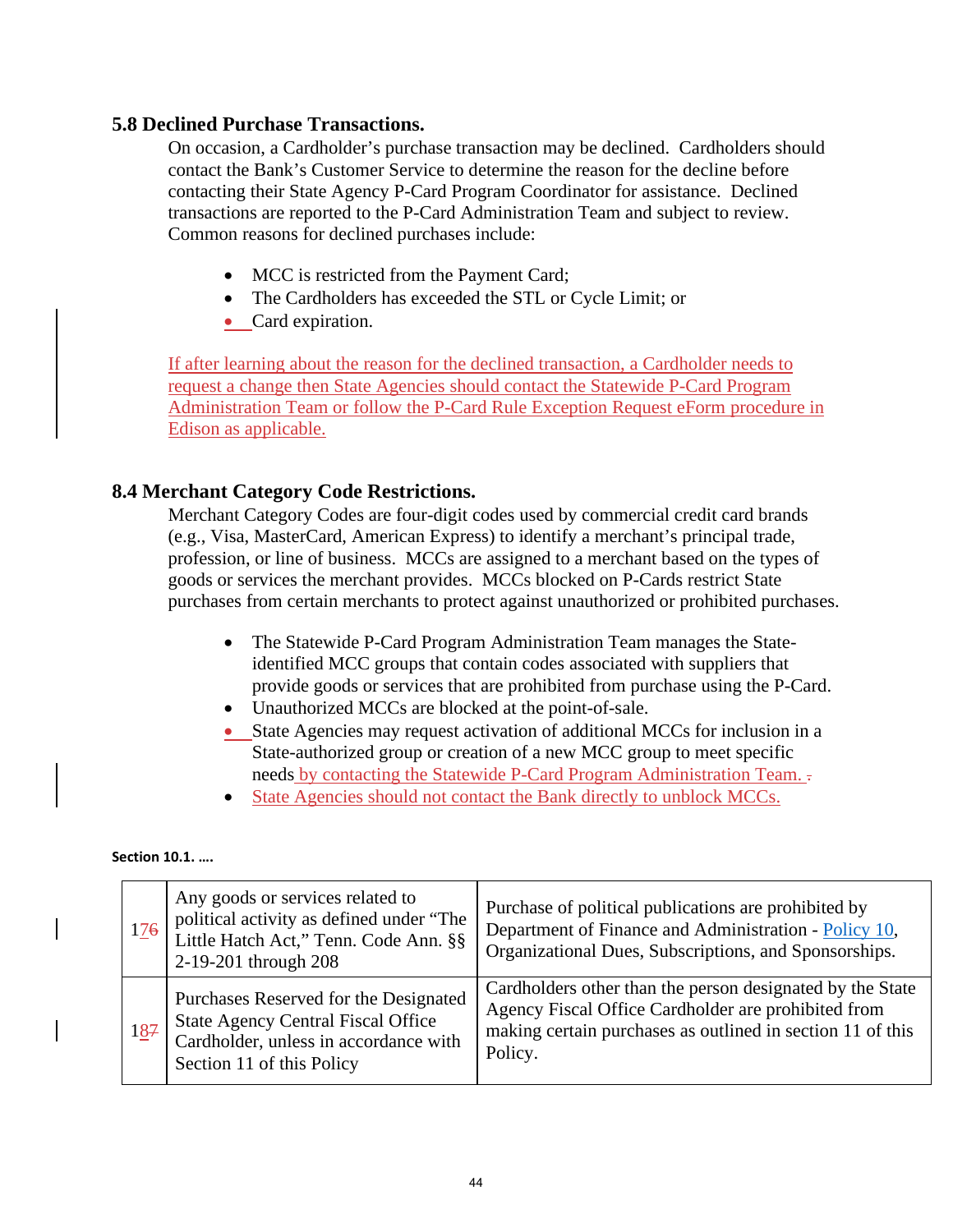### 5.8 Declined Purchase Transactions.

On occasion, a Cardholder's purchase transaction may be declined. Cardholders should contact the Bank's Customer Service to determine the reason for the decline before contacting their State Agency P-Card Program Coordinator for assistance. Declined transactions are reported to the P-Card Administration Team and subject to review. Common reasons for declined purchases include:

- MCC is restricted from the Payment Card;
- The Cardholders has exceeded the STL or Cycle Limit; or
- Card expiration.

If after learning about the reason for the declined transaction, a Cardholder needs to request a change then State Agencies should contact the Statewide P-Card Program Administration Team or follow the P-Card Rule Exception Request eForm procedure in Edison as applicable.

### 8.4 Merchant Category Code Restrictions.

Merchant Category Codes are four-digit codes used by commercial credit card brands (e.g., Visa, MasterCard, American Express) to identify a merchant's principal trade, profession, or line of business. MCCs are assigned to a merchant based on the types of goods or services the merchant provides. MCCs blocked on P-Cards restrict State purchases from certain merchants to protect against unauthorized or prohibited purchases.

- The Statewide P-Card Program Administration Team manages the State-identified MCC groups that contain codes associated with suppliers that provide goods or services that are prohibited from purchase using the P-Card.
- Unauthorized MCCs are blocked at the point-of-sale.
- State Agencies may request activation of additional MCCs for inclusion in a State-authorized group or creation of a new MCC group to meet specific needs by contacting the Statewide P-Card Program Administration Team.
- State Agencies should not contact the Bank directly to unblock MCCs.

**Section 10.1. ….**

| | | |
|---|---|---|
| 17~~6~~ | Any goods or services related to political activity as defined under "The Little Hatch Act," Tenn. Code Ann. §§ 2-19-201 through 208 | Purchase of political publications are prohibited by Department of Finance and Administration - Policy 10, Organizational Dues, Subscriptions, and Sponsorships. |
| 18~~7~~ | Purchases Reserved for the Designated State Agency Central Fiscal Office Cardholder, unless in accordance with Section 11 of this Policy | Cardholders other than the person designated by the State Agency Fiscal Office Cardholder are prohibited from making certain purchases as outlined in section 11 of this Policy. |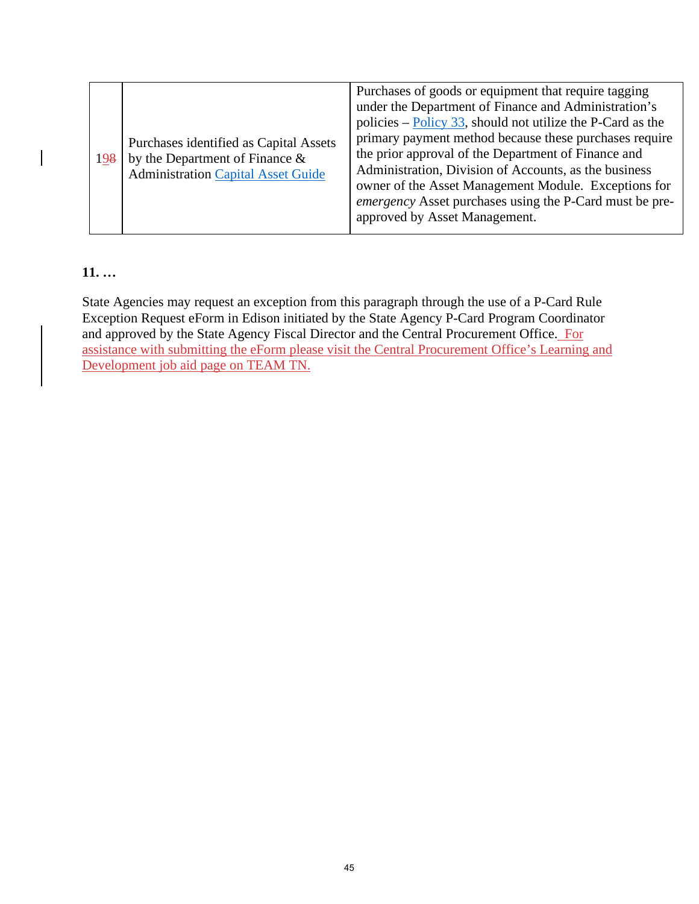| 198 | Purchases identified as Capital Assets by the Department of Finance & Administration Capital Asset Guide | Purchases of goods or equipment that require tagging under the Department of Finance and Administration's policies – Policy 33, should not utilize the P-Card as the primary payment method because these purchases require the prior approval of the Department of Finance and Administration, Division of Accounts, as the business owner of the Asset Management Module. Exceptions for *emergency* Asset purchases using the P-Card must be pre-approved by Asset Management. |
|---|---|---|

**11. …**

State Agencies may request an exception from this paragraph through the use of a P-Card Rule Exception Request eForm in Edison initiated by the State Agency P-Card Program Coordinator and approved by the State Agency Fiscal Director and the Central Procurement Office. For assistance with submitting the eForm please visit the Central Procurement Office's Learning and Development job aid page on TEAM TN.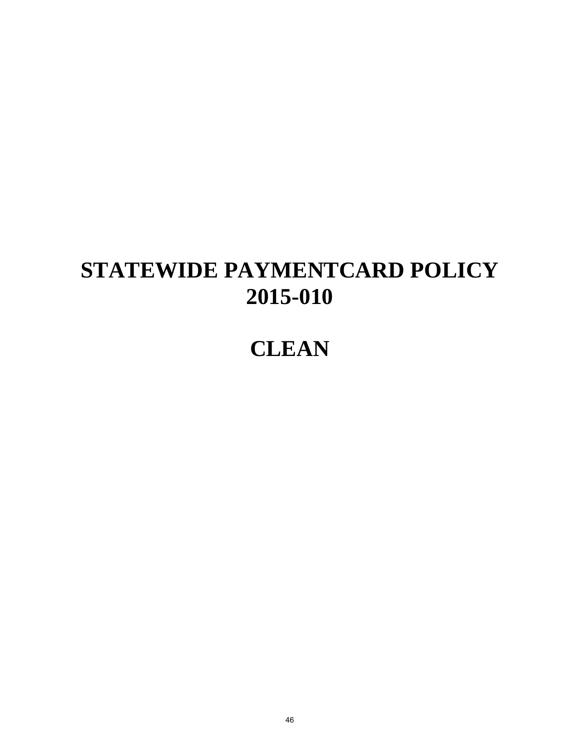# STATEWIDE PAYMENTCARD POLICY 2015-010

# CLEAN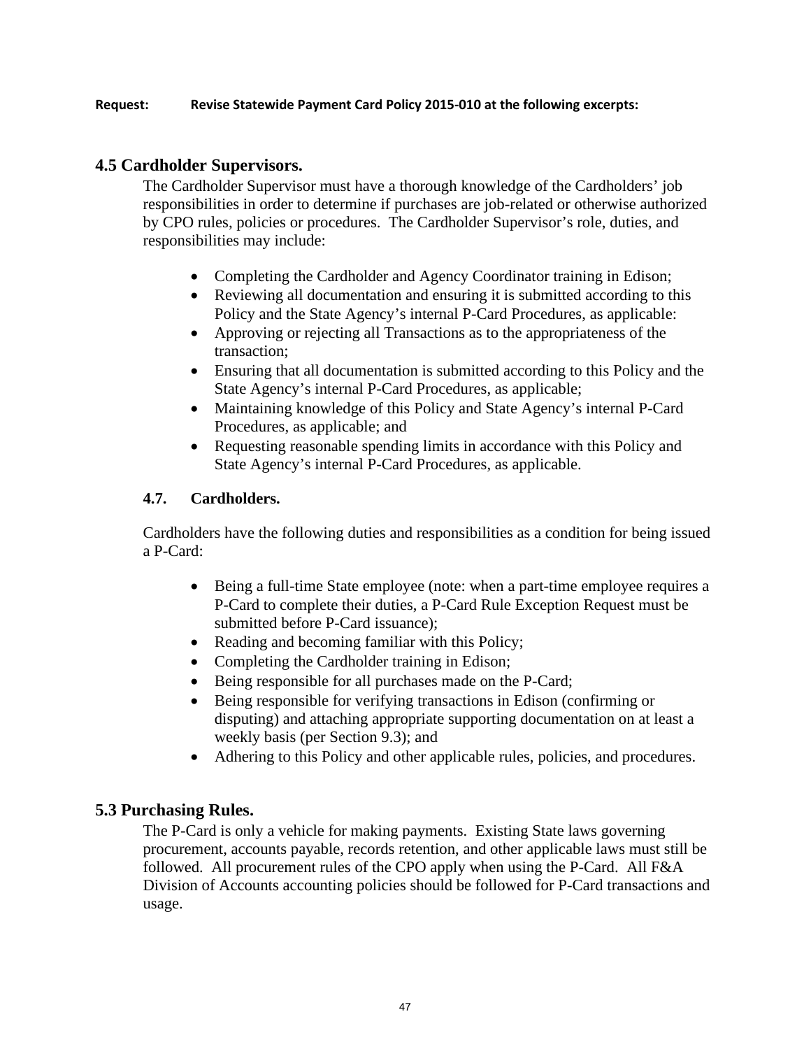**Request: Revise Statewide Payment Card Policy 2015-010 at the following excerpts:**

## 4.5 Cardholder Supervisors.

The Cardholder Supervisor must have a thorough knowledge of the Cardholders' job responsibilities in order to determine if purchases are job-related or otherwise authorized by CPO rules, policies or procedures. The Cardholder Supervisor's role, duties, and responsibilities may include:

- Completing the Cardholder and Agency Coordinator training in Edison;
- Reviewing all documentation and ensuring it is submitted according to this Policy and the State Agency's internal P-Card Procedures, as applicable:
- Approving or rejecting all Transactions as to the appropriateness of the transaction;
- Ensuring that all documentation is submitted according to this Policy and the State Agency's internal P-Card Procedures, as applicable;
- Maintaining knowledge of this Policy and State Agency's internal P-Card Procedures, as applicable; and
- Requesting reasonable spending limits in accordance with this Policy and State Agency's internal P-Card Procedures, as applicable.

### 4.7. Cardholders.

Cardholders have the following duties and responsibilities as a condition for being issued a P-Card:

- Being a full-time State employee (note: when a part-time employee requires a P-Card to complete their duties, a P-Card Rule Exception Request must be submitted before P-Card issuance);
- Reading and becoming familiar with this Policy;
- Completing the Cardholder training in Edison;
- Being responsible for all purchases made on the P-Card;
- Being responsible for verifying transactions in Edison (confirming or disputing) and attaching appropriate supporting documentation on at least a weekly basis (per Section 9.3); and
- Adhering to this Policy and other applicable rules, policies, and procedures.

## 5.3 Purchasing Rules.

The P-Card is only a vehicle for making payments. Existing State laws governing procurement, accounts payable, records retention, and other applicable laws must still be followed. All procurement rules of the CPO apply when using the P-Card. All F&A Division of Accounts accounting policies should be followed for P-Card transactions and usage.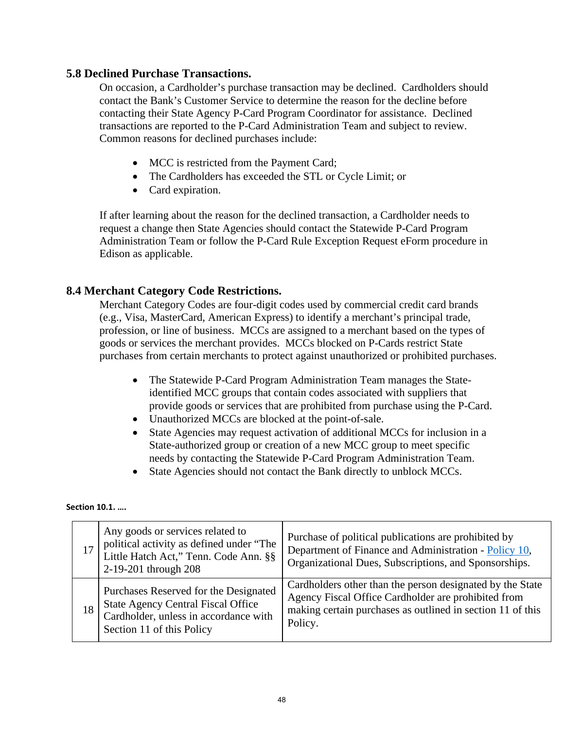### 5.8 Declined Purchase Transactions.

On occasion, a Cardholder's purchase transaction may be declined. Cardholders should contact the Bank's Customer Service to determine the reason for the decline before contacting their State Agency P-Card Program Coordinator for assistance. Declined transactions are reported to the P-Card Administration Team and subject to review. Common reasons for declined purchases include:

- MCC is restricted from the Payment Card;
- The Cardholders has exceeded the STL or Cycle Limit; or
- Card expiration.

If after learning about the reason for the declined transaction, a Cardholder needs to request a change then State Agencies should contact the Statewide P-Card Program Administration Team or follow the P-Card Rule Exception Request eForm procedure in Edison as applicable.

### 8.4 Merchant Category Code Restrictions.

Merchant Category Codes are four-digit codes used by commercial credit card brands (e.g., Visa, MasterCard, American Express) to identify a merchant's principal trade, profession, or line of business. MCCs are assigned to a merchant based on the types of goods or services the merchant provides. MCCs blocked on P-Cards restrict State purchases from certain merchants to protect against unauthorized or prohibited purchases.

- The Statewide P-Card Program Administration Team manages the State-identified MCC groups that contain codes associated with suppliers that provide goods or services that are prohibited from purchase using the P-Card.
- Unauthorized MCCs are blocked at the point-of-sale.
- State Agencies may request activation of additional MCCs for inclusion in a State-authorized group or creation of a new MCC group to meet specific needs by contacting the Statewide P-Card Program Administration Team.
- State Agencies should not contact the Bank directly to unblock MCCs.

**Section 10.1. ….**

| | | |
|---|---|---|
| 17 | Any goods or services related to political activity as defined under "The Little Hatch Act," Tenn. Code Ann. §§ 2-19-201 through 208 | Purchase of political publications are prohibited by Department of Finance and Administration - Policy 10, Organizational Dues, Subscriptions, and Sponsorships. |
| 18 | Purchases Reserved for the Designated State Agency Central Fiscal Office Cardholder, unless in accordance with Section 11 of this Policy | Cardholders other than the person designated by the State Agency Fiscal Office Cardholder are prohibited from making certain purchases as outlined in section 11 of this Policy. |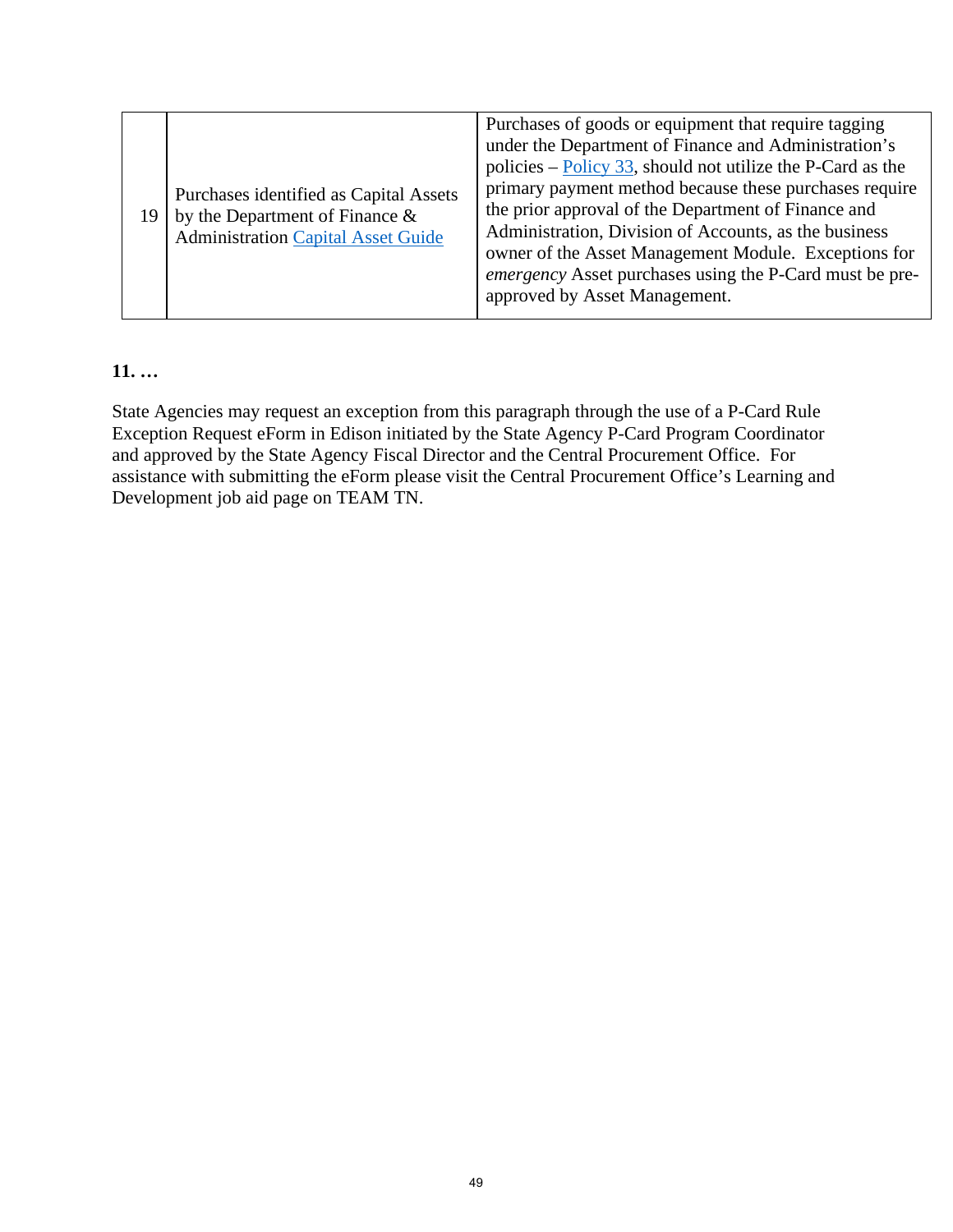| | | |
|---|---|---|
| 19 | Purchases identified as Capital Assets by the Department of Finance & Administration Capital Asset Guide | Purchases of goods or equipment that require tagging under the Department of Finance and Administration's policies – Policy 33, should not utilize the P-Card as the primary payment method because these purchases require the prior approval of the Department of Finance and Administration, Division of Accounts, as the business owner of the Asset Management Module. Exceptions for *emergency* Asset purchases using the P-Card must be pre-approved by Asset Management. |

**11. …**

State Agencies may request an exception from this paragraph through the use of a P-Card Rule Exception Request eForm in Edison initiated by the State Agency P-Card Program Coordinator and approved by the State Agency Fiscal Director and the Central Procurement Office. For assistance with submitting the eForm please visit the Central Procurement Office's Learning and Development job aid page on TEAM TN.